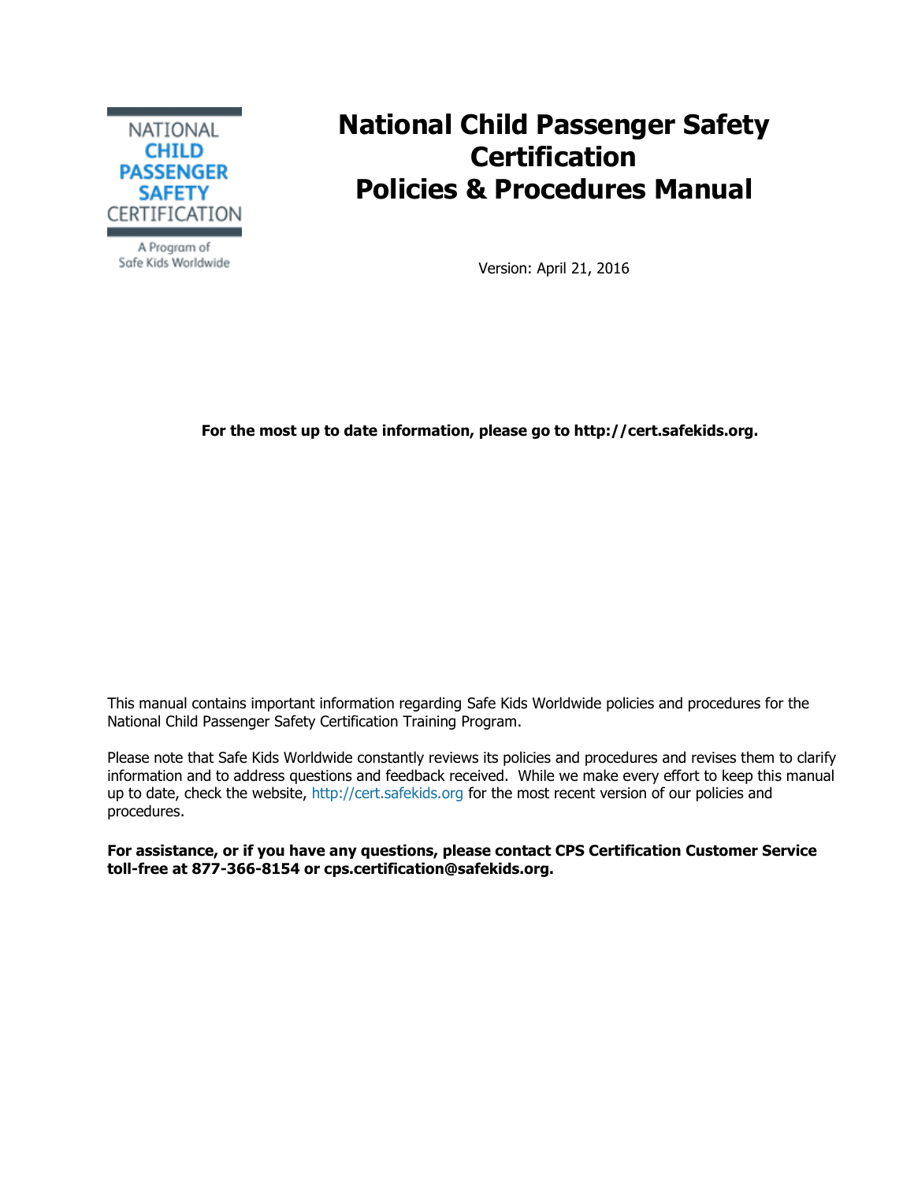NATIONAL CHILD PASSENGER SAFETY CERTIFICATION

A Program of Safe Kids Worldwide

# National Child Passenger Safety Certification Policies & Procedures Manual

Version: April 21, 2016

**For the most up to date information, please go to http://cert.safekids.org.**

This manual contains important information regarding Safe Kids Worldwide policies and procedures for the National Child Passenger Safety Certification Training Program.

Please note that Safe Kids Worldwide constantly reviews its policies and procedures and revises them to clarify information and to address questions and feedback received. While we make every effort to keep this manual up to date, check the website, http://cert.safekids.org for the most recent version of our policies and procedures.

**For assistance, or if you have any questions, please contact CPS Certification Customer Service toll-free at 877-366-8154 or cps.certification@safekids.org.**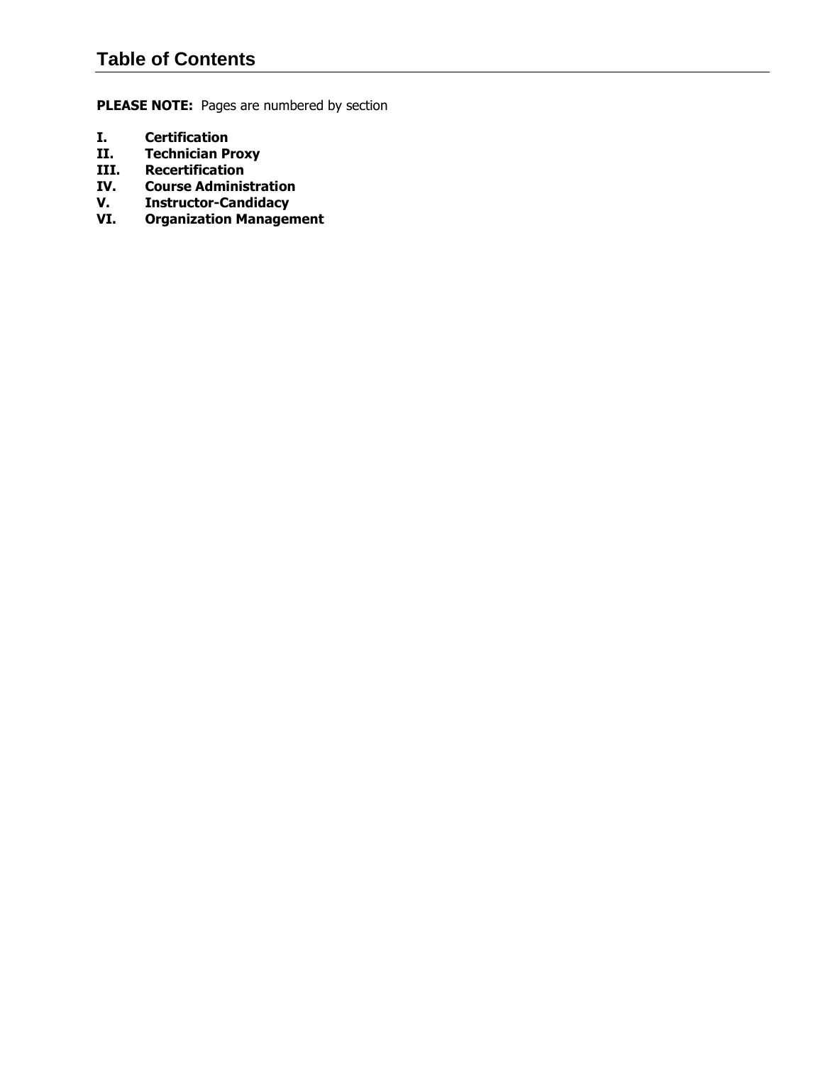# Table of Contents

**PLEASE NOTE:** Pages are numbered by section

**I. Certification**
**II. Technician Proxy**
**III. Recertification**
**IV. Course Administration**
**V. Instructor-Candidacy**
**VI. Organization Management**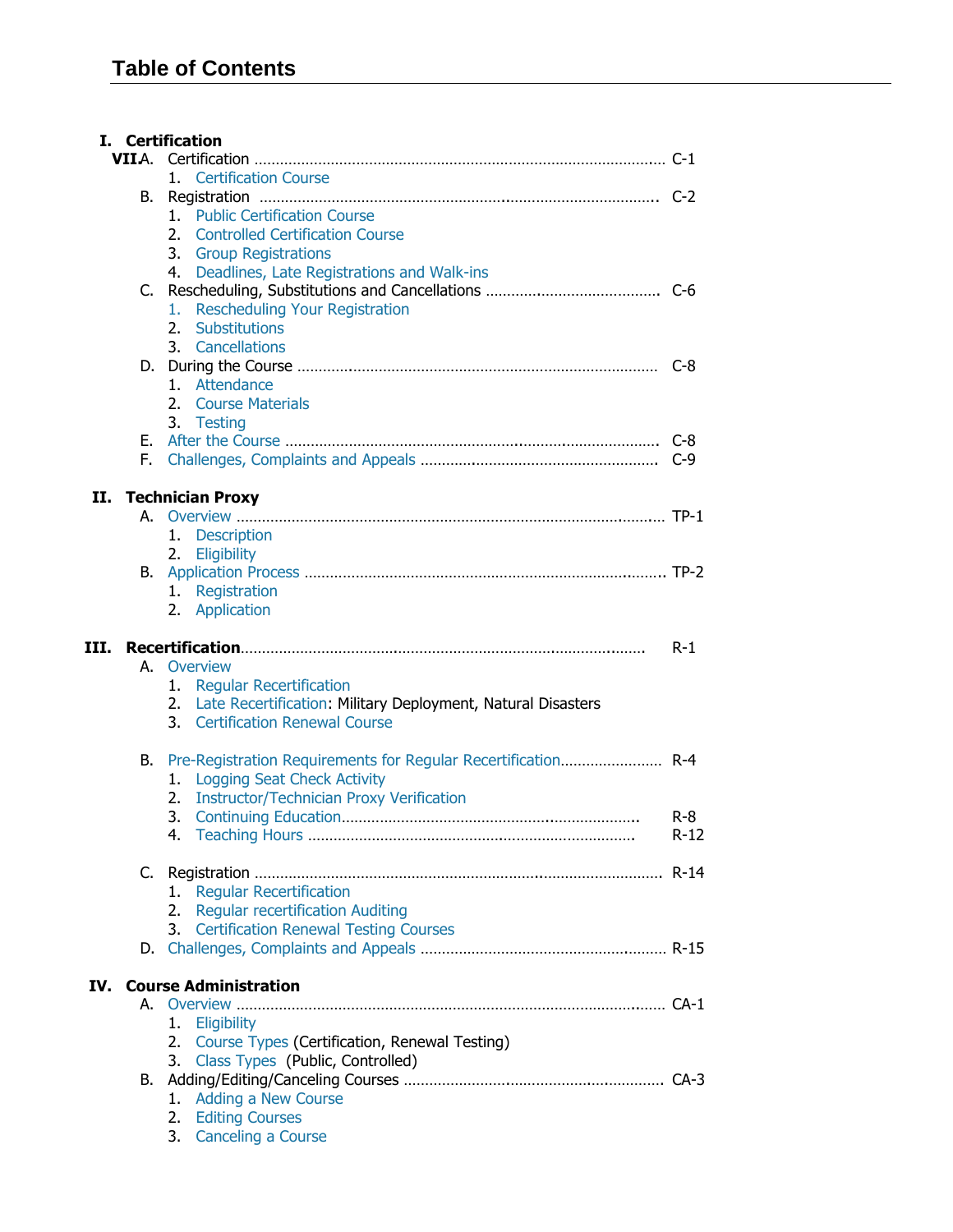# Table of Contents

**I. Certification**

- **VII.**A. Certification ........................................ C-1
  1. Certification Course
- B. Registration ........................................ C-2
  1. Public Certification Course
  2. Controlled Certification Course
  3. Group Registrations
  4. Deadlines, Late Registrations and Walk-ins
- C. Rescheduling, Substitutions and Cancellations ........................................ C-6
  1. Rescheduling Your Registration
  2. Substitutions
  3. Cancellations
- D. During the Course ........................................ C-8
  1. Attendance
  2. Course Materials
  3. Testing
- E. After the Course ........................................ C-8
- F. Challenges, Complaints and Appeals ........................................ C-9

**II. Technician Proxy**

- A. Overview ........................................ TP-1
  1. Description
  2. Eligibility
- B. Application Process ........................................ TP-2
  1. Registration
  2. Application

**III. Recertification** ........................................ R-1

- A. Overview
  1. Regular Recertification
  2. Late Recertification: Military Deployment, Natural Disasters
  3. Certification Renewal Course
- B. Pre-Registration Requirements for Regular Recertification ........................ R-4
  1. Logging Seat Check Activity
  2. Instructor/Technician Proxy Verification
  3. Continuing Education ........................................ R-8
  4. Teaching Hours ........................................ R-12
- C. Registration ........................................ R-14
  1. Regular Recertification
  2. Regular recertification Auditing
  3. Certification Renewal Testing Courses
- D. Challenges, Complaints and Appeals ........................................ R-15

**IV. Course Administration**

- A. Overview ........................................ CA-1
  1. Eligibility
  2. Course Types (Certification, Renewal Testing)
  3. Class Types (Public, Controlled)
- B. Adding/Editing/Canceling Courses ........................................ CA-3
  1. Adding a New Course
  2. Editing Courses
  3. Canceling a Course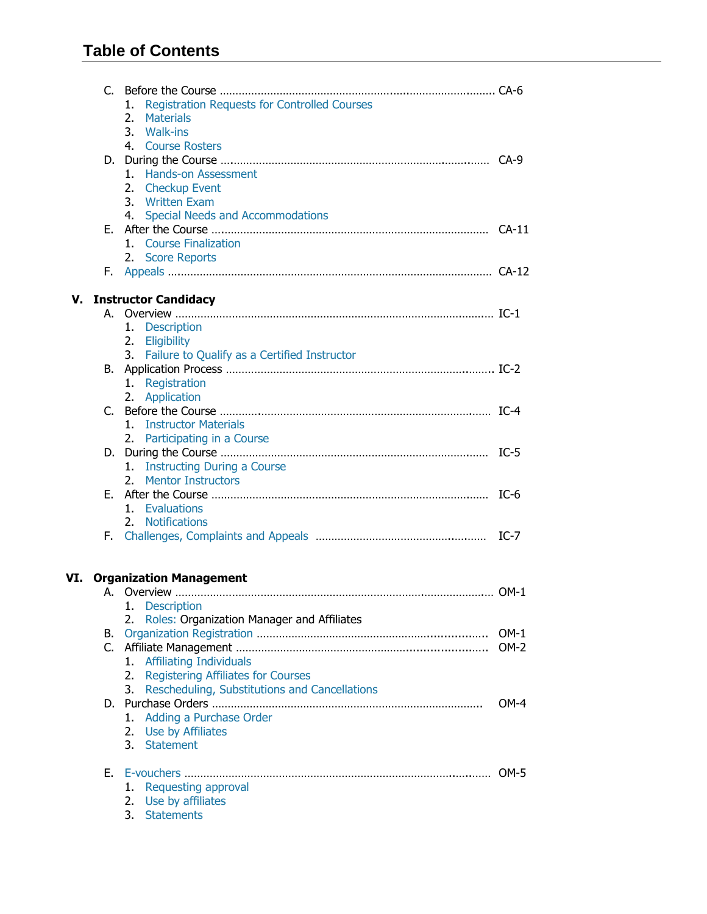# Table of Contents

- C. Before the Course ........................................ CA-6
  1. Registration Requests for Controlled Courses
  2. Materials
  3. Walk-ins
  4. Course Rosters
- D. During the Course ........................................ CA-9
  1. Hands-on Assessment
  2. Checkup Event
  3. Written Exam
  4. Special Needs and Accommodations
- E. After the Course ........................................ CA-11
  1. Course Finalization
  2. Score Reports
- F. Appeals ........................................ CA-12

**V. Instructor Candidacy**

- A. Overview ........................................ IC-1
  1. Description
  2. Eligibility
  3. Failure to Qualify as a Certified Instructor
- B. Application Process ........................................ IC-2
  1. Registration
  2. Application
- C. Before the Course ........................................ IC-4
  1. Instructor Materials
  2. Participating in a Course
- D. During the Course ........................................ IC-5
  1. Instructing During a Course
  2. Mentor Instructors
- E. After the Course ........................................ IC-6
  1. Evaluations
  2. Notifications
- F. Challenges, Complaints and Appeals ........................................ IC-7

**VI. Organization Management**

- A. Overview ........................................ OM-1
  1. Description
  2. Roles: Organization Manager and Affiliates
- B. Organization Registration ........................................ OM-1
- C. Affiliate Management ........................................ OM-2
  1. Affiliating Individuals
  2. Registering Affiliates for Courses
  3. Rescheduling, Substitutions and Cancellations
- D. Purchase Orders ........................................ OM-4
  1. Adding a Purchase Order
  2. Use by Affiliates
  3. Statement
- E. E-vouchers ........................................ OM-5
  1. Requesting approval
  2. Use by affiliates
  3. Statements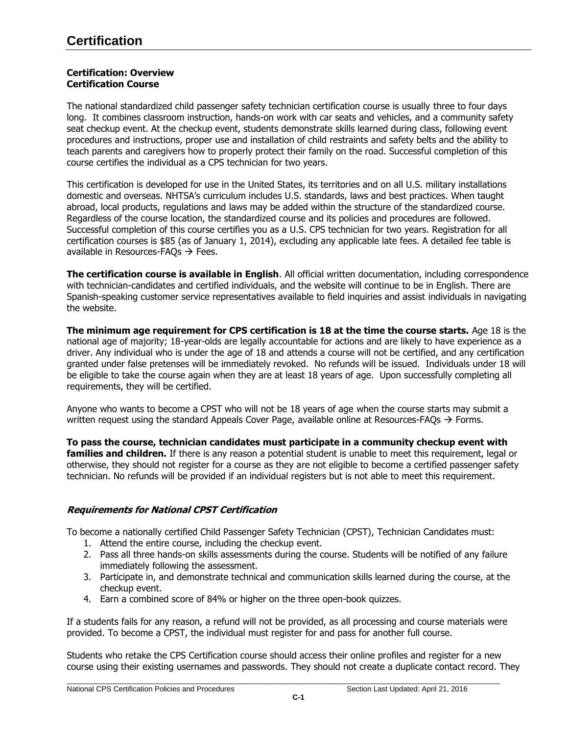# Certification

**Certification: Overview**
**Certification Course**

The national standardized child passenger safety technician certification course is usually three to four days long. It combines classroom instruction, hands-on work with car seats and vehicles, and a community safety seat checkup event. At the checkup event, students demonstrate skills learned during class, following event procedures and instructions, proper use and installation of child restraints and safety belts and the ability to teach parents and caregivers how to properly protect their family on the road. Successful completion of this course certifies the individual as a CPS technician for two years.

This certification is developed for use in the United States, its territories and on all U.S. military installations domestic and overseas. NHTSA's curriculum includes U.S. standards, laws and best practices. When taught abroad, local products, regulations and laws may be added within the structure of the standardized course. Regardless of the course location, the standardized course and its policies and procedures are followed. Successful completion of this course certifies you as a U.S. CPS technician for two years. Registration for all certification courses is $85 (as of January 1, 2014), excluding any applicable late fees. A detailed fee table is available in Resources-FAQs → Fees.

**The certification course is available in English**. All official written documentation, including correspondence with technician-candidates and certified individuals, and the website will continue to be in English. There are Spanish-speaking customer service representatives available to field inquiries and assist individuals in navigating the website.

**The minimum age requirement for CPS certification is 18 at the time the course starts.** Age 18 is the national age of majority; 18-year-olds are legally accountable for actions and are likely to have experience as a driver. Any individual who is under the age of 18 and attends a course will not be certified, and any certification granted under false pretenses will be immediately revoked. No refunds will be issued. Individuals under 18 will be eligible to take the course again when they are at least 18 years of age. Upon successfully completing all requirements, they will be certified.

Anyone who wants to become a CPST who will not be 18 years of age when the course starts may submit a written request using the standard Appeals Cover Page, available online at Resources-FAQs → Forms.

**To pass the course, technician candidates must participate in a community checkup event with families and children.** If there is any reason a potential student is unable to meet this requirement, legal or otherwise, they should not register for a course as they are not eligible to become a certified passenger safety technician. No refunds will be provided if an individual registers but is not able to meet this requirement.

### *Requirements for National CPST Certification*

To become a nationally certified Child Passenger Safety Technician (CPST), Technician Candidates must:

1. Attend the entire course, including the checkup event.
2. Pass all three hands-on skills assessments during the course. Students will be notified of any failure immediately following the assessment.
3. Participate in, and demonstrate technical and communication skills learned during the course, at the checkup event.
4. Earn a combined score of 84% or higher on the three open-book quizzes.

If a students fails for any reason, a refund will not be provided, as all processing and course materials were provided. To become a CPST, the individual must register for and pass for another full course.

Students who retake the CPS Certification course should access their online profiles and register for a new course using their existing usernames and passwords. They should not create a duplicate contact record. They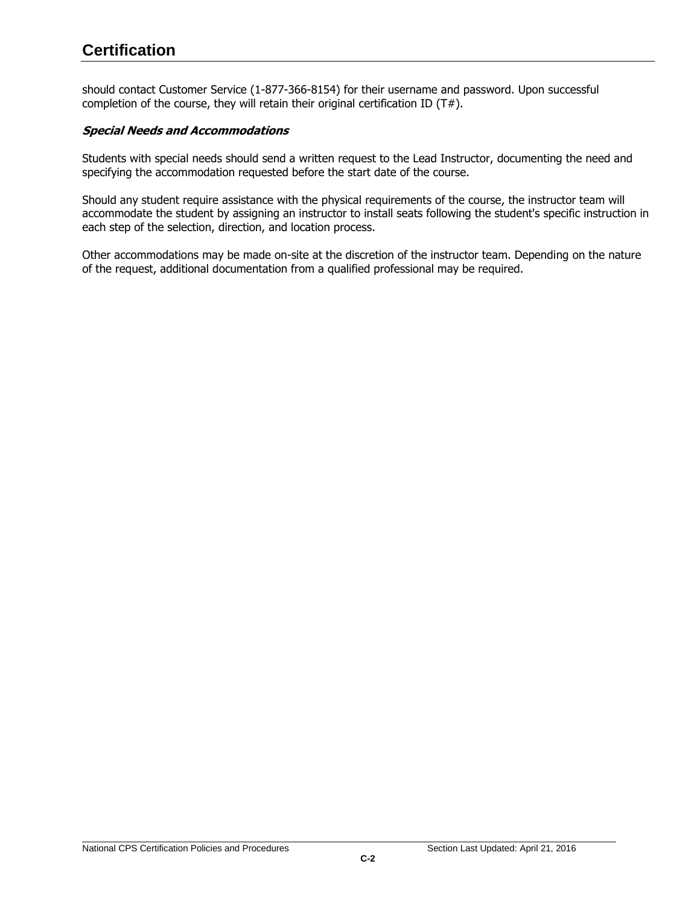should contact Customer Service (1-877-366-8154) for their username and password. Upon successful completion of the course, they will retain their original certification ID (T#).

### *Special Needs and Accommodations*

Students with special needs should send a written request to the Lead Instructor, documenting the need and specifying the accommodation requested before the start date of the course.

Should any student require assistance with the physical requirements of the course, the instructor team will accommodate the student by assigning an instructor to install seats following the student's specific instruction in each step of the selection, direction, and location process.

Other accommodations may be made on-site at the discretion of the instructor team. Depending on the nature of the request, additional documentation from a qualified professional may be required.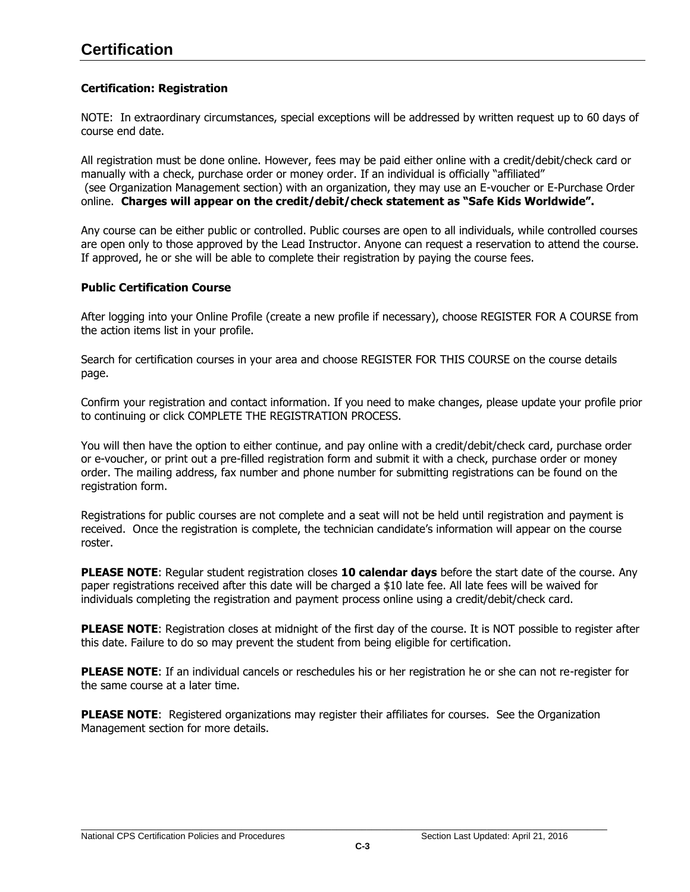# Certification

### Certification: Registration

NOTE: In extraordinary circumstances, special exceptions will be addressed by written request up to 60 days of course end date.

All registration must be done online. However, fees may be paid either online with a credit/debit/check card or manually with a check, purchase order or money order. If an individual is officially "affiliated" (see Organization Management section) with an organization, they may use an E-voucher or E-Purchase Order online. **Charges will appear on the credit/debit/check statement as "Safe Kids Worldwide".**

Any course can be either public or controlled. Public courses are open to all individuals, while controlled courses are open only to those approved by the Lead Instructor. Anyone can request a reservation to attend the course. If approved, he or she will be able to complete their registration by paying the course fees.

### Public Certification Course

After logging into your Online Profile (create a new profile if necessary), choose REGISTER FOR A COURSE from the action items list in your profile.

Search for certification courses in your area and choose REGISTER FOR THIS COURSE on the course details page.

Confirm your registration and contact information. If you need to make changes, please update your profile prior to continuing or click COMPLETE THE REGISTRATION PROCESS.

You will then have the option to either continue, and pay online with a credit/debit/check card, purchase order or e-voucher, or print out a pre-filled registration form and submit it with a check, purchase order or money order. The mailing address, fax number and phone number for submitting registrations can be found on the registration form.

Registrations for public courses are not complete and a seat will not be held until registration and payment is received. Once the registration is complete, the technician candidate's information will appear on the course roster.

**PLEASE NOTE**: Regular student registration closes **10 calendar days** before the start date of the course. Any paper registrations received after this date will be charged a $10 late fee. All late fees will be waived for individuals completing the registration and payment process online using a credit/debit/check card.

**PLEASE NOTE**: Registration closes at midnight of the first day of the course. It is NOT possible to register after this date. Failure to do so may prevent the student from being eligible for certification.

**PLEASE NOTE**: If an individual cancels or reschedules his or her registration he or she can not re-register for the same course at a later time.

**PLEASE NOTE**: Registered organizations may register their affiliates for courses. See the Organization Management section for more details.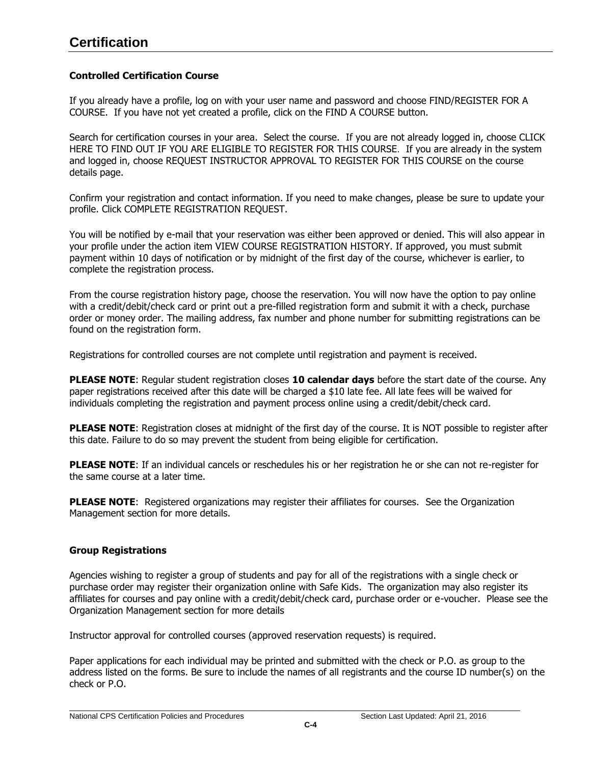# Certification

### Controlled Certification Course

If you already have a profile, log on with your user name and password and choose FIND/REGISTER FOR A COURSE. If you have not yet created a profile, click on the FIND A COURSE button.

Search for certification courses in your area. Select the course. If you are not already logged in, choose CLICK HERE TO FIND OUT IF YOU ARE ELIGIBLE TO REGISTER FOR THIS COURSE. If you are already in the system and logged in, choose REQUEST INSTRUCTOR APPROVAL TO REGISTER FOR THIS COURSE on the course details page.

Confirm your registration and contact information. If you need to make changes, please be sure to update your profile. Click COMPLETE REGISTRATION REQUEST.

You will be notified by e-mail that your reservation was either been approved or denied. This will also appear in your profile under the action item VIEW COURSE REGISTRATION HISTORY. If approved, you must submit payment within 10 days of notification or by midnight of the first day of the course, whichever is earlier, to complete the registration process.

From the course registration history page, choose the reservation. You will now have the option to pay online with a credit/debit/check card or print out a pre-filled registration form and submit it with a check, purchase order or money order. The mailing address, fax number and phone number for submitting registrations can be found on the registration form.

Registrations for controlled courses are not complete until registration and payment is received.

**PLEASE NOTE**: Regular student registration closes **10 calendar days** before the start date of the course. Any paper registrations received after this date will be charged a $10 late fee. All late fees will be waived for individuals completing the registration and payment process online using a credit/debit/check card.

**PLEASE NOTE**: Registration closes at midnight of the first day of the course. It is NOT possible to register after this date. Failure to do so may prevent the student from being eligible for certification.

**PLEASE NOTE**: If an individual cancels or reschedules his or her registration he or she can not re-register for the same course at a later time.

**PLEASE NOTE**: Registered organizations may register their affiliates for courses. See the Organization Management section for more details.

### Group Registrations

Agencies wishing to register a group of students and pay for all of the registrations with a single check or purchase order may register their organization online with Safe Kids. The organization may also register its affiliates for courses and pay online with a credit/debit/check card, purchase order or e-voucher. Please see the Organization Management section for more details

Instructor approval for controlled courses (approved reservation requests) is required.

Paper applications for each individual may be printed and submitted with the check or P.O. as group to the address listed on the forms. Be sure to include the names of all registrants and the course ID number(s) on the check or P.O.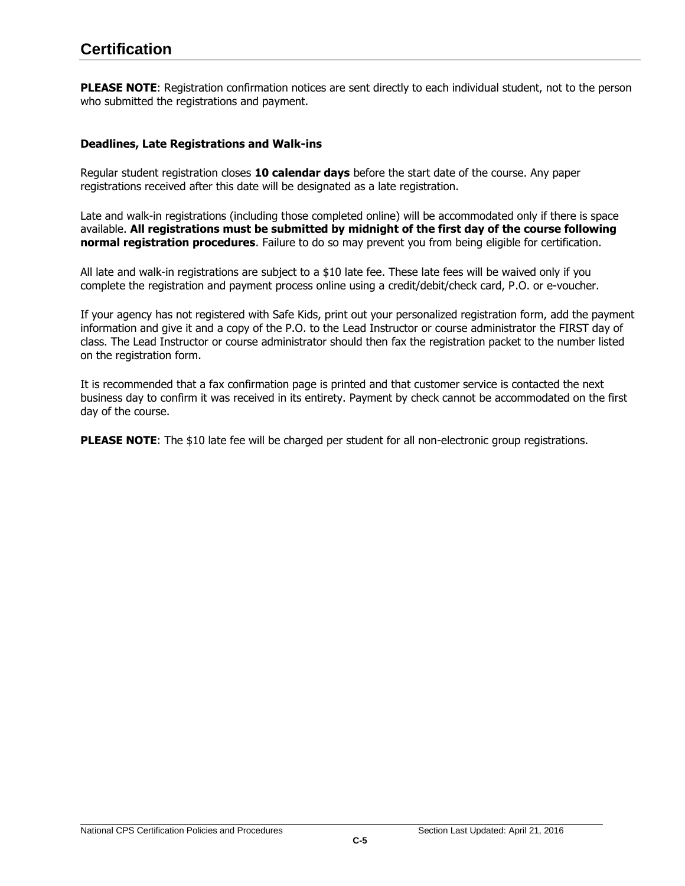# Certification

**PLEASE NOTE**: Registration confirmation notices are sent directly to each individual student, not to the person who submitted the registrations and payment.

### Deadlines, Late Registrations and Walk-ins

Regular student registration closes **10 calendar days** before the start date of the course. Any paper registrations received after this date will be designated as a late registration.

Late and walk-in registrations (including those completed online) will be accommodated only if there is space available. **All registrations must be submitted by midnight of the first day of the course following normal registration procedures**. Failure to do so may prevent you from being eligible for certification.

All late and walk-in registrations are subject to a $10 late fee. These late fees will be waived only if you complete the registration and payment process online using a credit/debit/check card, P.O. or e-voucher.

If your agency has not registered with Safe Kids, print out your personalized registration form, add the payment information and give it and a copy of the P.O. to the Lead Instructor or course administrator the FIRST day of class. The Lead Instructor or course administrator should then fax the registration packet to the number listed on the registration form.

It is recommended that a fax confirmation page is printed and that customer service is contacted the next business day to confirm it was received in its entirety. Payment by check cannot be accommodated on the first day of the course.

**PLEASE NOTE**: The $10 late fee will be charged per student for all non-electronic group registrations.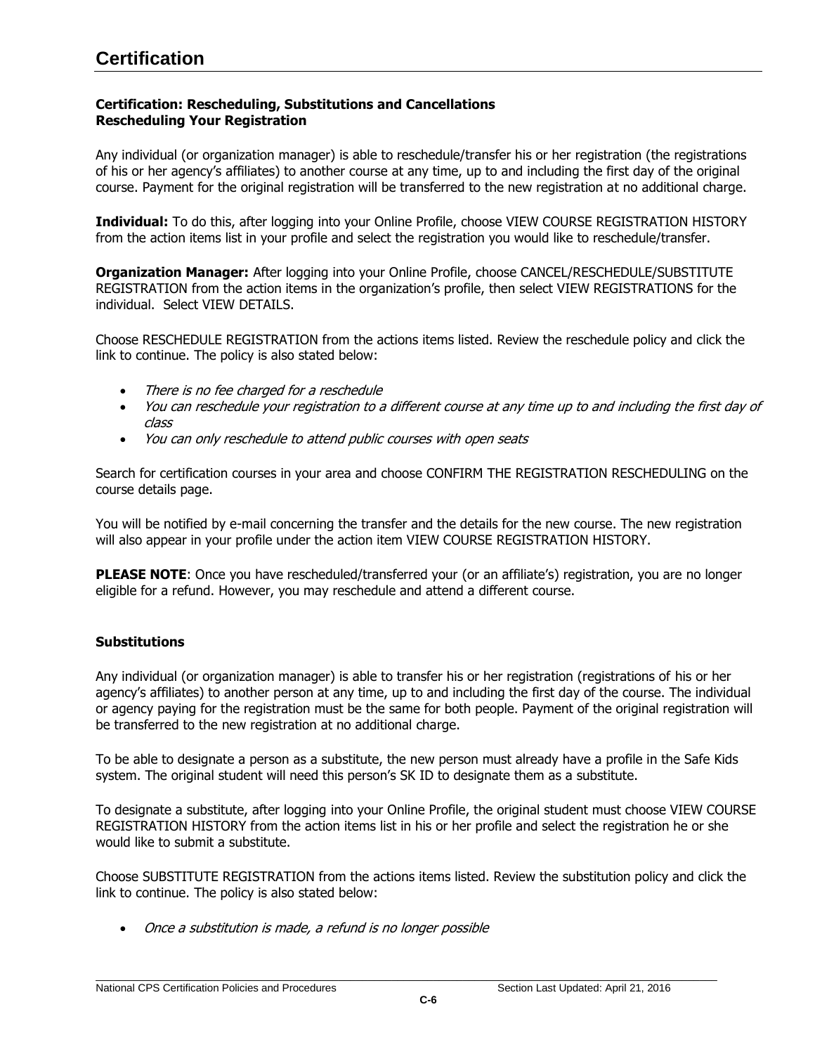# Certification

**Certification: Rescheduling, Substitutions and Cancellations**
**Rescheduling Your Registration**

Any individual (or organization manager) is able to reschedule/transfer his or her registration (the registrations of his or her agency's affiliates) to another course at any time, up to and including the first day of the original course. Payment for the original registration will be transferred to the new registration at no additional charge.

**Individual:** To do this, after logging into your Online Profile, choose VIEW COURSE REGISTRATION HISTORY from the action items list in your profile and select the registration you would like to reschedule/transfer.

**Organization Manager:** After logging into your Online Profile, choose CANCEL/RESCHEDULE/SUBSTITUTE REGISTRATION from the action items in the organization's profile, then select VIEW REGISTRATIONS for the individual. Select VIEW DETAILS.

Choose RESCHEDULE REGISTRATION from the actions items listed. Review the reschedule policy and click the link to continue. The policy is also stated below:

- *There is no fee charged for a reschedule*
- *You can reschedule your registration to a different course at any time up to and including the first day of class*
- *You can only reschedule to attend public courses with open seats*

Search for certification courses in your area and choose CONFIRM THE REGISTRATION RESCHEDULING on the course details page.

You will be notified by e-mail concerning the transfer and the details for the new course. The new registration will also appear in your profile under the action item VIEW COURSE REGISTRATION HISTORY.

**PLEASE NOTE**: Once you have rescheduled/transferred your (or an affiliate's) registration, you are no longer eligible for a refund. However, you may reschedule and attend a different course.

**Substitutions**

Any individual (or organization manager) is able to transfer his or her registration (registrations of his or her agency's affiliates) to another person at any time, up to and including the first day of the course. The individual or agency paying for the registration must be the same for both people. Payment of the original registration will be transferred to the new registration at no additional charge.

To be able to designate a person as a substitute, the new person must already have a profile in the Safe Kids system. The original student will need this person's SK ID to designate them as a substitute.

To designate a substitute, after logging into your Online Profile, the original student must choose VIEW COURSE REGISTRATION HISTORY from the action items list in his or her profile and select the registration he or she would like to submit a substitute.

Choose SUBSTITUTE REGISTRATION from the actions items listed. Review the substitution policy and click the link to continue. The policy is also stated below:

- *Once a substitution is made, a refund is no longer possible*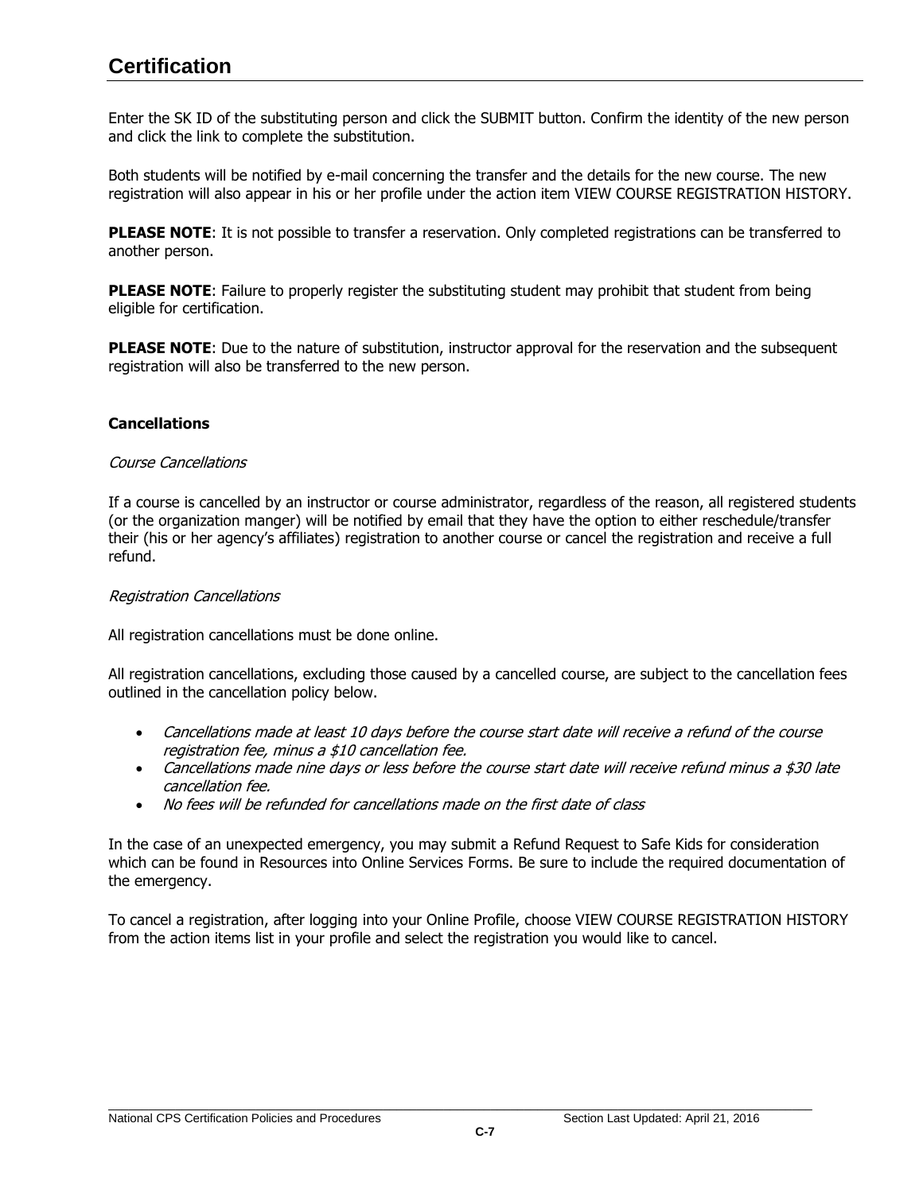# Certification

Enter the SK ID of the substituting person and click the SUBMIT button. Confirm the identity of the new person and click the link to complete the substitution.

Both students will be notified by e-mail concerning the transfer and the details for the new course. The new registration will also appear in his or her profile under the action item VIEW COURSE REGISTRATION HISTORY.

**PLEASE NOTE**: It is not possible to transfer a reservation. Only completed registrations can be transferred to another person.

**PLEASE NOTE**: Failure to properly register the substituting student may prohibit that student from being eligible for certification.

**PLEASE NOTE**: Due to the nature of substitution, instructor approval for the reservation and the subsequent registration will also be transferred to the new person.

**Cancellations**

*Course Cancellations*

If a course is cancelled by an instructor or course administrator, regardless of the reason, all registered students (or the organization manger) will be notified by email that they have the option to either reschedule/transfer their (his or her agency's affiliates) registration to another course or cancel the registration and receive a full refund.

*Registration Cancellations*

All registration cancellations must be done online.

All registration cancellations, excluding those caused by a cancelled course, are subject to the cancellation fees outlined in the cancellation policy below.

- *Cancellations made at least 10 days before the course start date will receive a refund of the course registration fee, minus a $10 cancellation fee.*
- *Cancellations made nine days or less before the course start date will receive refund minus a $30 late cancellation fee.*
- *No fees will be refunded for cancellations made on the first date of class*

In the case of an unexpected emergency, you may submit a Refund Request to Safe Kids for consideration which can be found in Resources into Online Services Forms. Be sure to include the required documentation of the emergency.

To cancel a registration, after logging into your Online Profile, choose VIEW COURSE REGISTRATION HISTORY from the action items list in your profile and select the registration you would like to cancel.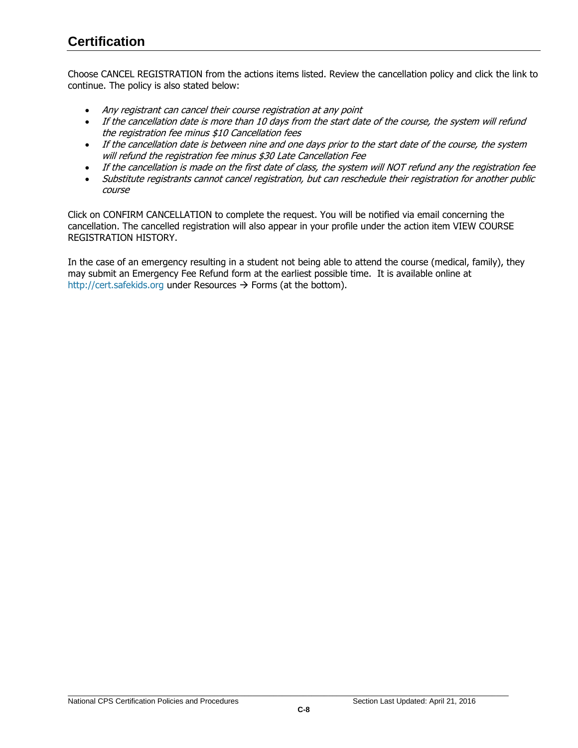# Certification

Choose CANCEL REGISTRATION from the actions items listed. Review the cancellation policy and click the link to continue. The policy is also stated below:

- *Any registrant can cancel their course registration at any point*
- *If the cancellation date is more than 10 days from the start date of the course, the system will refund the registration fee minus $10 Cancellation fees*
- *If the cancellation date is between nine and one days prior to the start date of the course, the system will refund the registration fee minus $30 Late Cancellation Fee*
- *If the cancellation is made on the first date of class, the system will NOT refund any the registration fee*
- *Substitute registrants cannot cancel registration, but can reschedule their registration for another public course*

Click on CONFIRM CANCELLATION to complete the request. You will be notified via email concerning the cancellation. The cancelled registration will also appear in your profile under the action item VIEW COURSE REGISTRATION HISTORY.

In the case of an emergency resulting in a student not being able to attend the course (medical, family), they may submit an Emergency Fee Refund form at the earliest possible time. It is available online at http://cert.safekids.org under Resources → Forms (at the bottom).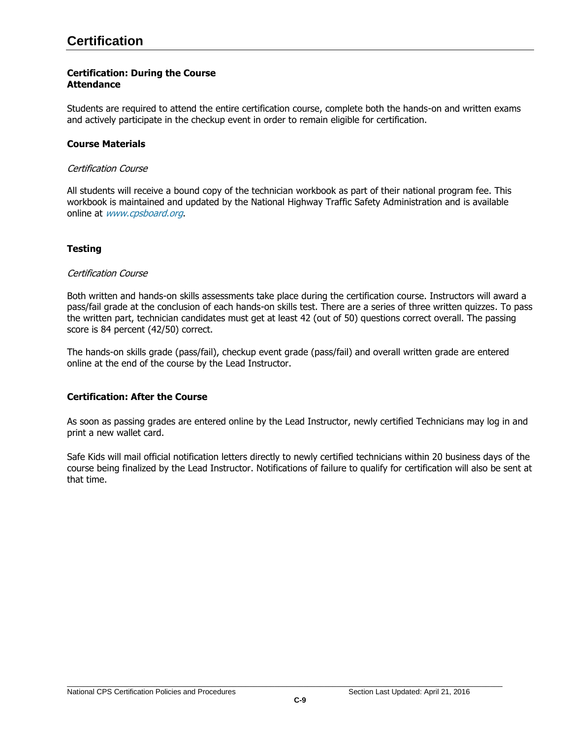# Certification

## Certification: During the Course

### Attendance

Students are required to attend the entire certification course, complete both the hands-on and written exams and actively participate in the checkup event in order to remain eligible for certification.

### Course Materials

*Certification Course*

All students will receive a bound copy of the technician workbook as part of their national program fee. This workbook is maintained and updated by the National Highway Traffic Safety Administration and is available online at *www.cpsboard.org*.

### Testing

*Certification Course*

Both written and hands-on skills assessments take place during the certification course. Instructors will award a pass/fail grade at the conclusion of each hands-on skills test. There are a series of three written quizzes. To pass the written part, technician candidates must get at least 42 (out of 50) questions correct overall. The passing score is 84 percent (42/50) correct.

The hands-on skills grade (pass/fail), checkup event grade (pass/fail) and overall written grade are entered online at the end of the course by the Lead Instructor.

## Certification: After the Course

As soon as passing grades are entered online by the Lead Instructor, newly certified Technicians may log in and print a new wallet card.

Safe Kids will mail official notification letters directly to newly certified technicians within 20 business days of the course being finalized by the Lead Instructor. Notifications of failure to qualify for certification will also be sent at that time.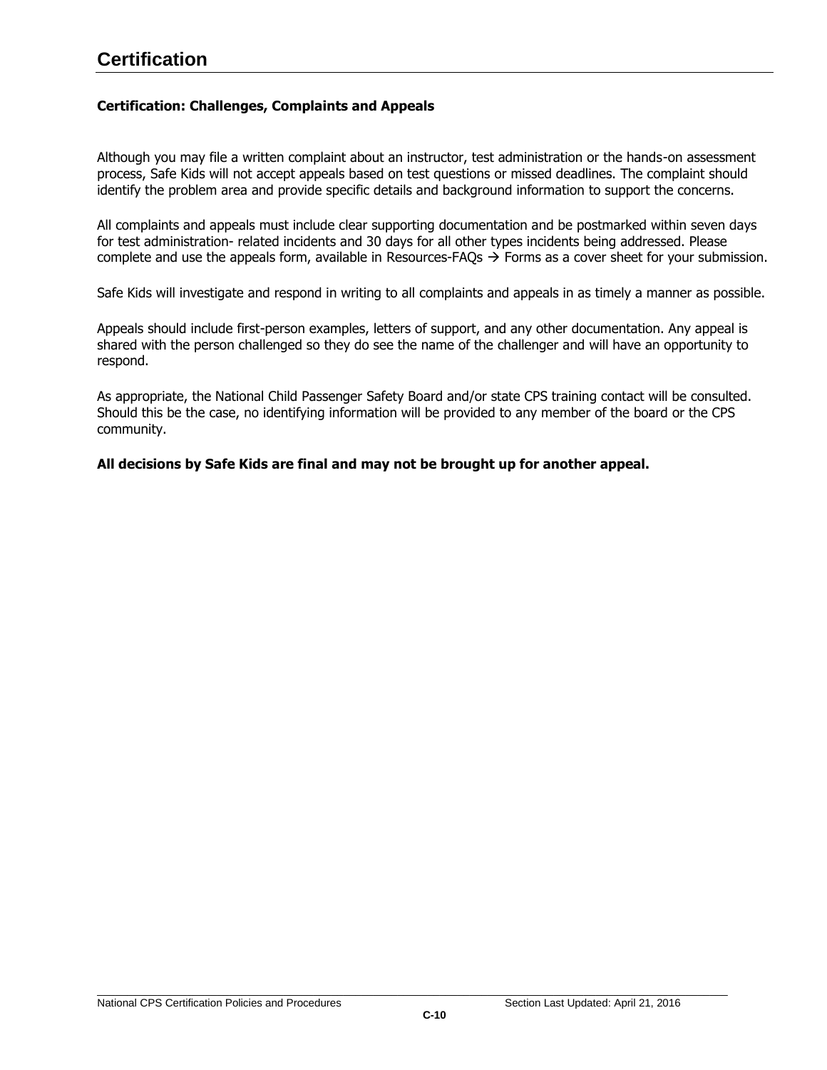# Certification

### Certification: Challenges, Complaints and Appeals

Although you may file a written complaint about an instructor, test administration or the hands-on assessment process, Safe Kids will not accept appeals based on test questions or missed deadlines. The complaint should identify the problem area and provide specific details and background information to support the concerns.

All complaints and appeals must include clear supporting documentation and be postmarked within seven days for test administration- related incidents and 30 days for all other types incidents being addressed. Please complete and use the appeals form, available in Resources-FAQs → Forms as a cover sheet for your submission.

Safe Kids will investigate and respond in writing to all complaints and appeals in as timely a manner as possible.

Appeals should include first-person examples, letters of support, and any other documentation. Any appeal is shared with the person challenged so they do see the name of the challenger and will have an opportunity to respond.

As appropriate, the National Child Passenger Safety Board and/or state CPS training contact will be consulted. Should this be the case, no identifying information will be provided to any member of the board or the CPS community.

**All decisions by Safe Kids are final and may not be brought up for another appeal.**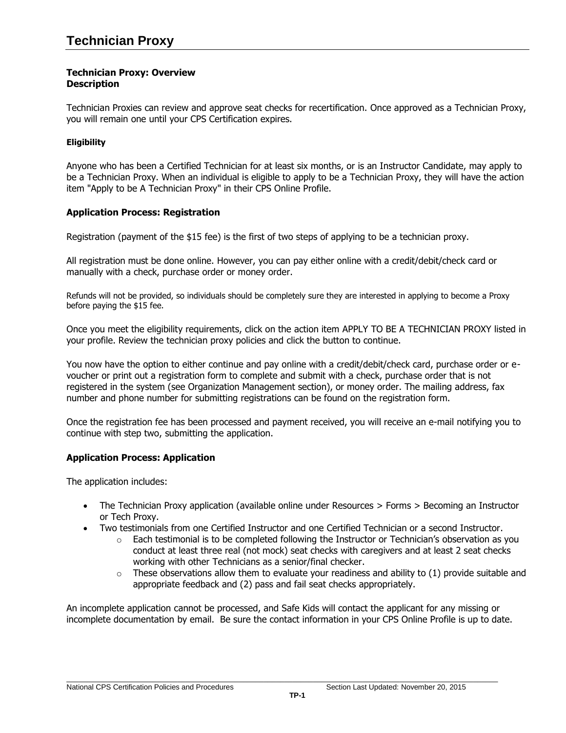# Technician Proxy

**Technician Proxy: Overview**
**Description**

Technician Proxies can review and approve seat checks for recertification. Once approved as a Technician Proxy, you will remain one until your CPS Certification expires.

**Eligibility**

Anyone who has been a Certified Technician for at least six months, or is an Instructor Candidate, may apply to be a Technician Proxy. When an individual is eligible to apply to be a Technician Proxy, they will have the action item "Apply to be A Technician Proxy" in their CPS Online Profile.

### Application Process: Registration

Registration (payment of the $15 fee) is the first of two steps of applying to be a technician proxy.

All registration must be done online. However, you can pay either online with a credit/debit/check card or manually with a check, purchase order or money order.

Refunds will not be provided, so individuals should be completely sure they are interested in applying to become a Proxy before paying the $15 fee.

Once you meet the eligibility requirements, click on the action item APPLY TO BE A TECHNICIAN PROXY listed in your profile. Review the technician proxy policies and click the button to continue.

You now have the option to either continue and pay online with a credit/debit/check card, purchase order or e-voucher or print out a registration form to complete and submit with a check, purchase order that is not registered in the system (see Organization Management section), or money order. The mailing address, fax number and phone number for submitting registrations can be found on the registration form.

Once the registration fee has been processed and payment received, you will receive an e-mail notifying you to continue with step two, submitting the application.

### Application Process: Application

The application includes:

- The Technician Proxy application (available online under Resources > Forms > Becoming an Instructor or Tech Proxy.
- Two testimonials from one Certified Instructor and one Certified Technician or a second Instructor.
  - Each testimonial is to be completed following the Instructor or Technician's observation as you conduct at least three real (not mock) seat checks with caregivers and at least 2 seat checks working with other Technicians as a senior/final checker.
  - These observations allow them to evaluate your readiness and ability to (1) provide suitable and appropriate feedback and (2) pass and fail seat checks appropriately.

An incomplete application cannot be processed, and Safe Kids will contact the applicant for any missing or incomplete documentation by email. Be sure the contact information in your CPS Online Profile is up to date.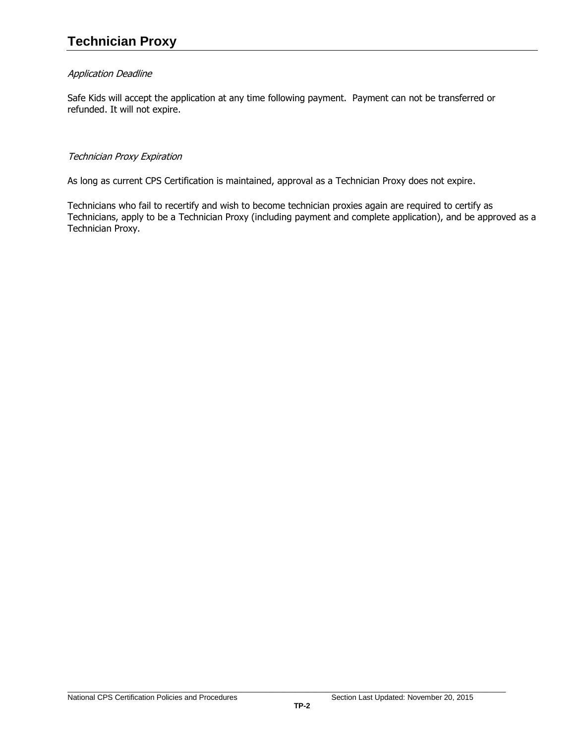# Technician Proxy

*Application Deadline*

Safe Kids will accept the application at any time following payment. Payment can not be transferred or refunded. It will not expire.

*Technician Proxy Expiration*

As long as current CPS Certification is maintained, approval as a Technician Proxy does not expire.

Technicians who fail to recertify and wish to become technician proxies again are required to certify as Technicians, apply to be a Technician Proxy (including payment and complete application), and be approved as a Technician Proxy.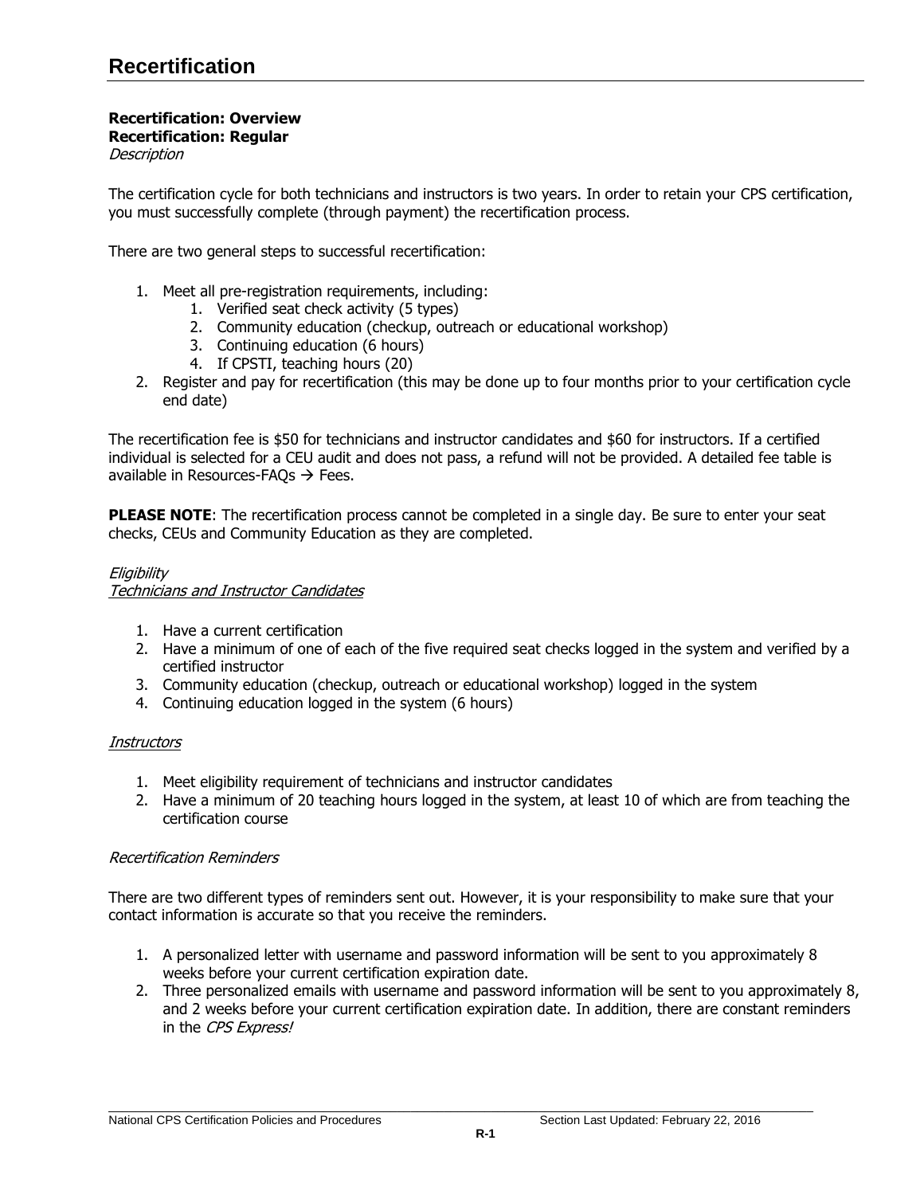# Recertification

**Recertification: Overview**
**Recertification: Regular**
*Description*

The certification cycle for both technicians and instructors is two years. In order to retain your CPS certification, you must successfully complete (through payment) the recertification process.

There are two general steps to successful recertification:

1. Meet all pre-registration requirements, including:
   1. Verified seat check activity (5 types)
   2. Community education (checkup, outreach or educational workshop)
   3. Continuing education (6 hours)
   4. If CPSTI, teaching hours (20)
2. Register and pay for recertification (this may be done up to four months prior to your certification cycle end date)

The recertification fee is $50 for technicians and instructor candidates and $60 for instructors. If a certified individual is selected for a CEU audit and does not pass, a refund will not be provided. A detailed fee table is available in Resources-FAQs → Fees.

**PLEASE NOTE**: The recertification process cannot be completed in a single day. Be sure to enter your seat checks, CEUs and Community Education as they are completed.

*Eligibility*
*Technicians and Instructor Candidates*

1. Have a current certification
2. Have a minimum of one of each of the five required seat checks logged in the system and verified by a certified instructor
3. Community education (checkup, outreach or educational workshop) logged in the system
4. Continuing education logged in the system (6 hours)

*Instructors*

1. Meet eligibility requirement of technicians and instructor candidates
2. Have a minimum of 20 teaching hours logged in the system, at least 10 of which are from teaching the certification course

*Recertification Reminders*

There are two different types of reminders sent out. However, it is your responsibility to make sure that your contact information is accurate so that you receive the reminders.

1. A personalized letter with username and password information will be sent to you approximately 8 weeks before your current certification expiration date.
2. Three personalized emails with username and password information will be sent to you approximately 8, and 2 weeks before your current certification expiration date. In addition, there are constant reminders in the *CPS Express!*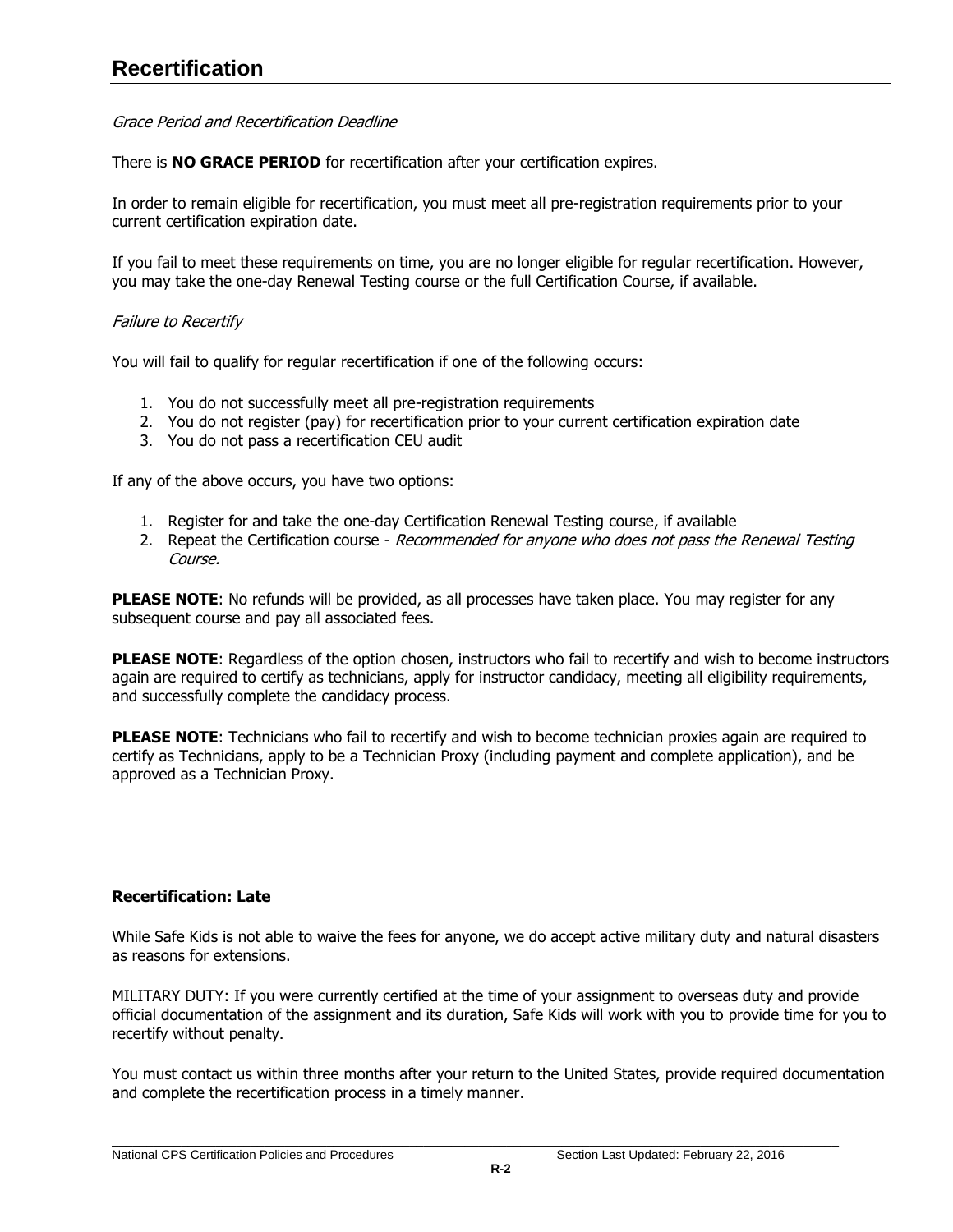# Recertification

*Grace Period and Recertification Deadline*

There is **NO GRACE PERIOD** for recertification after your certification expires.

In order to remain eligible for recertification, you must meet all pre-registration requirements prior to your current certification expiration date.

If you fail to meet these requirements on time, you are no longer eligible for regular recertification. However, you may take the one-day Renewal Testing course or the full Certification Course, if available.

*Failure to Recertify*

You will fail to qualify for regular recertification if one of the following occurs:

1. You do not successfully meet all pre-registration requirements
2. You do not register (pay) for recertification prior to your current certification expiration date
3. You do not pass a recertification CEU audit

If any of the above occurs, you have two options:

1. Register for and take the one-day Certification Renewal Testing course, if available
2. Repeat the Certification course - *Recommended for anyone who does not pass the Renewal Testing Course.*

**PLEASE NOTE**: No refunds will be provided, as all processes have taken place. You may register for any subsequent course and pay all associated fees.

**PLEASE NOTE**: Regardless of the option chosen, instructors who fail to recertify and wish to become instructors again are required to certify as technicians, apply for instructor candidacy, meeting all eligibility requirements, and successfully complete the candidacy process.

**PLEASE NOTE**: Technicians who fail to recertify and wish to become technician proxies again are required to certify as Technicians, apply to be a Technician Proxy (including payment and complete application), and be approved as a Technician Proxy.

**Recertification: Late**

While Safe Kids is not able to waive the fees for anyone, we do accept active military duty and natural disasters as reasons for extensions.

MILITARY DUTY: If you were currently certified at the time of your assignment to overseas duty and provide official documentation of the assignment and its duration, Safe Kids will work with you to provide time for you to recertify without penalty.

You must contact us within three months after your return to the United States, provide required documentation and complete the recertification process in a timely manner.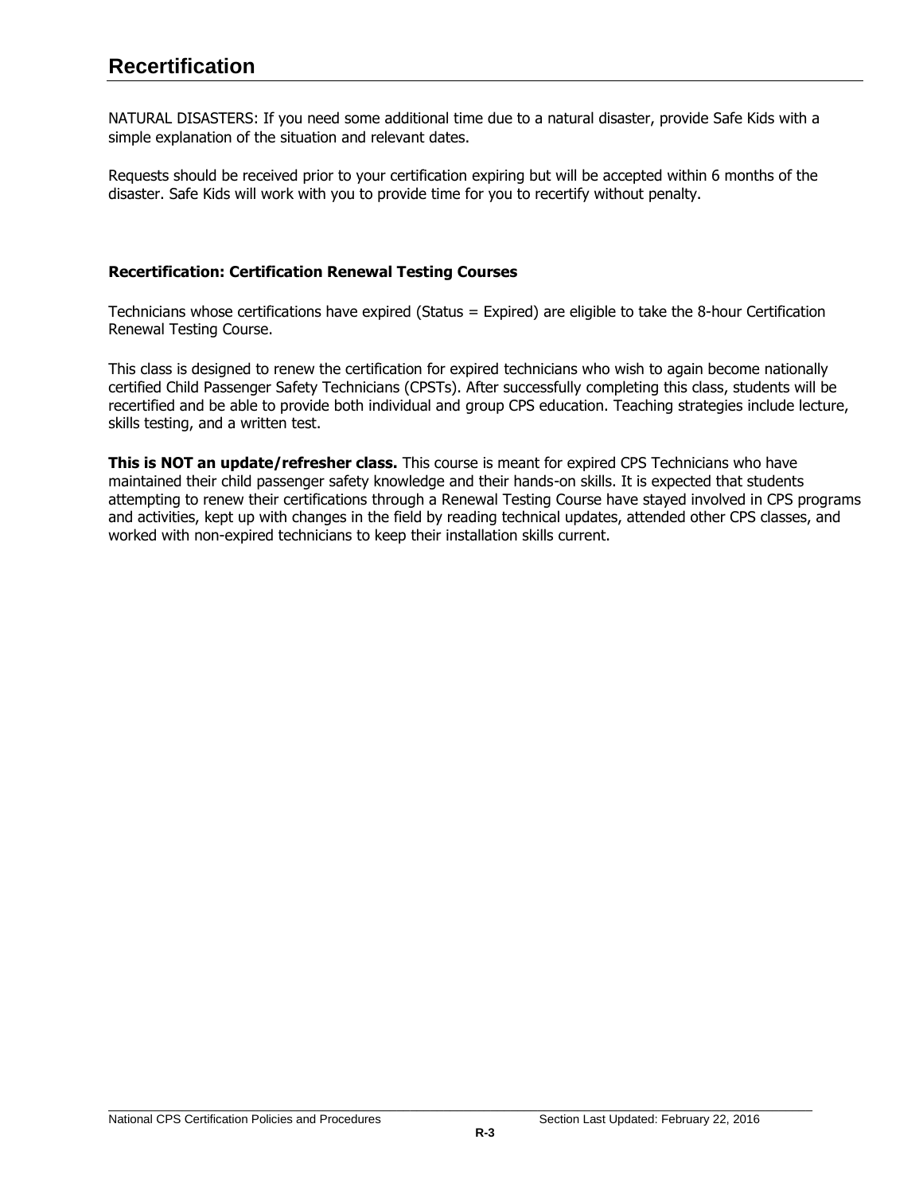# Recertification

NATURAL DISASTERS: If you need some additional time due to a natural disaster, provide Safe Kids with a simple explanation of the situation and relevant dates.

Requests should be received prior to your certification expiring but will be accepted within 6 months of the disaster. Safe Kids will work with you to provide time for you to recertify without penalty.

### Recertification: Certification Renewal Testing Courses

Technicians whose certifications have expired (Status = Expired) are eligible to take the 8-hour Certification Renewal Testing Course.

This class is designed to renew the certification for expired technicians who wish to again become nationally certified Child Passenger Safety Technicians (CPSTs). After successfully completing this class, students will be recertified and be able to provide both individual and group CPS education. Teaching strategies include lecture, skills testing, and a written test.

**This is NOT an update/refresher class.** This course is meant for expired CPS Technicians who have maintained their child passenger safety knowledge and their hands-on skills. It is expected that students attempting to renew their certifications through a Renewal Testing Course have stayed involved in CPS programs and activities, kept up with changes in the field by reading technical updates, attended other CPS classes, and worked with non-expired technicians to keep their installation skills current.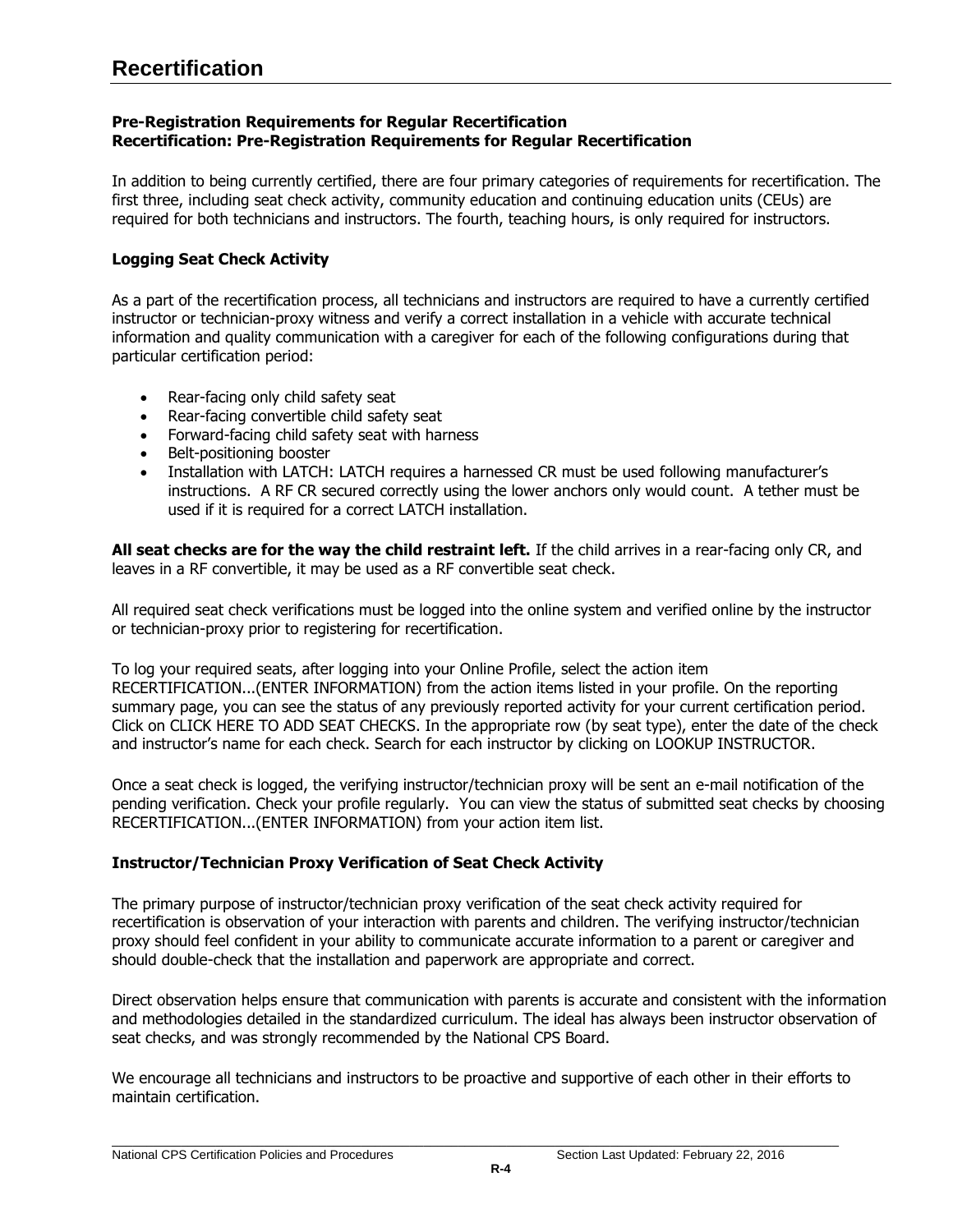# Recertification

**Pre-Registration Requirements for Regular Recertification**
**Recertification: Pre-Registration Requirements for Regular Recertification**

In addition to being currently certified, there are four primary categories of requirements for recertification. The first three, including seat check activity, community education and continuing education units (CEUs) are required for both technicians and instructors. The fourth, teaching hours, is only required for instructors.

### Logging Seat Check Activity

As a part of the recertification process, all technicians and instructors are required to have a currently certified instructor or technician-proxy witness and verify a correct installation in a vehicle with accurate technical information and quality communication with a caregiver for each of the following configurations during that particular certification period:

- Rear-facing only child safety seat
- Rear-facing convertible child safety seat
- Forward-facing child safety seat with harness
- Belt-positioning booster
- Installation with LATCH: LATCH requires a harnessed CR must be used following manufacturer's instructions. A RF CR secured correctly using the lower anchors only would count. A tether must be used if it is required for a correct LATCH installation.

**All seat checks are for the way the child restraint left.** If the child arrives in a rear-facing only CR, and leaves in a RF convertible, it may be used as a RF convertible seat check.

All required seat check verifications must be logged into the online system and verified online by the instructor or technician-proxy prior to registering for recertification.

To log your required seats, after logging into your Online Profile, select the action item RECERTIFICATION...(ENTER INFORMATION) from the action items listed in your profile. On the reporting summary page, you can see the status of any previously reported activity for your current certification period. Click on CLICK HERE TO ADD SEAT CHECKS. In the appropriate row (by seat type), enter the date of the check and instructor's name for each check. Search for each instructor by clicking on LOOKUP INSTRUCTOR.

Once a seat check is logged, the verifying instructor/technician proxy will be sent an e-mail notification of the pending verification. Check your profile regularly. You can view the status of submitted seat checks by choosing RECERTIFICATION...(ENTER INFORMATION) from your action item list.

### Instructor/Technician Proxy Verification of Seat Check Activity

The primary purpose of instructor/technician proxy verification of the seat check activity required for recertification is observation of your interaction with parents and children. The verifying instructor/technician proxy should feel confident in your ability to communicate accurate information to a parent or caregiver and should double-check that the installation and paperwork are appropriate and correct.

Direct observation helps ensure that communication with parents is accurate and consistent with the information and methodologies detailed in the standardized curriculum. The ideal has always been instructor observation of seat checks, and was strongly recommended by the National CPS Board.

We encourage all technicians and instructors to be proactive and supportive of each other in their efforts to maintain certification.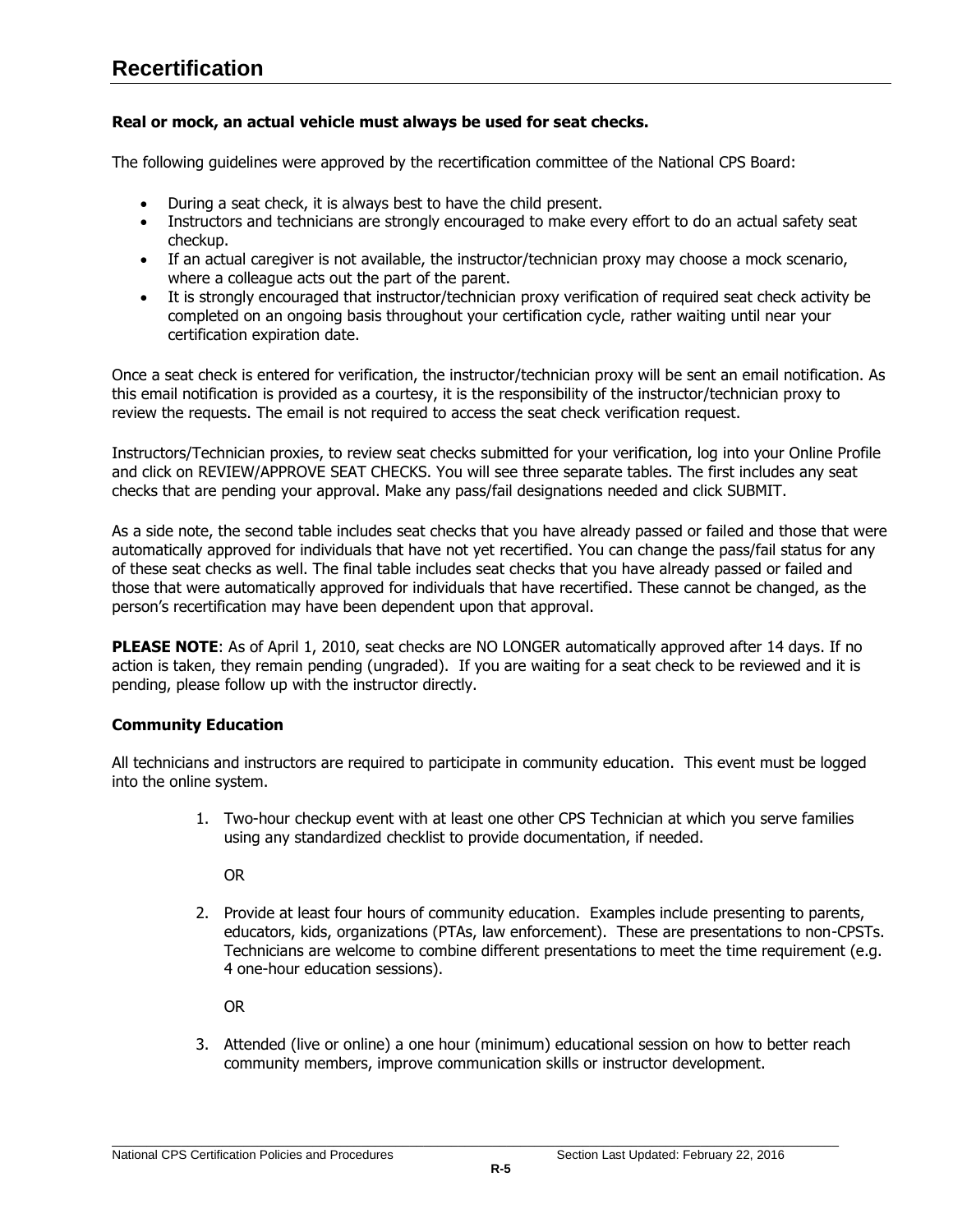# Recertification

**Real or mock, an actual vehicle must always be used for seat checks.**

The following guidelines were approved by the recertification committee of the National CPS Board:

- During a seat check, it is always best to have the child present.
- Instructors and technicians are strongly encouraged to make every effort to do an actual safety seat checkup.
- If an actual caregiver is not available, the instructor/technician proxy may choose a mock scenario, where a colleague acts out the part of the parent.
- It is strongly encouraged that instructor/technician proxy verification of required seat check activity be completed on an ongoing basis throughout your certification cycle, rather waiting until near your certification expiration date.

Once a seat check is entered for verification, the instructor/technician proxy will be sent an email notification. As this email notification is provided as a courtesy, it is the responsibility of the instructor/technician proxy to review the requests. The email is not required to access the seat check verification request.

Instructors/Technician proxies, to review seat checks submitted for your verification, log into your Online Profile and click on REVIEW/APPROVE SEAT CHECKS. You will see three separate tables. The first includes any seat checks that are pending your approval. Make any pass/fail designations needed and click SUBMIT.

As a side note, the second table includes seat checks that you have already passed or failed and those that were automatically approved for individuals that have not yet recertified. You can change the pass/fail status for any of these seat checks as well. The final table includes seat checks that you have already passed or failed and those that were automatically approved for individuals that have recertified. These cannot be changed, as the person's recertification may have been dependent upon that approval.

**PLEASE NOTE**: As of April 1, 2010, seat checks are NO LONGER automatically approved after 14 days. If no action is taken, they remain pending (ungraded). If you are waiting for a seat check to be reviewed and it is pending, please follow up with the instructor directly.

### Community Education

All technicians and instructors are required to participate in community education. This event must be logged into the online system.

1. Two-hour checkup event with at least one other CPS Technician at which you serve families using any standardized checklist to provide documentation, if needed.

   OR

2. Provide at least four hours of community education. Examples include presenting to parents, educators, kids, organizations (PTAs, law enforcement). These are presentations to non-CPSTs. Technicians are welcome to combine different presentations to meet the time requirement (e.g. 4 one-hour education sessions).

   OR

3. Attended (live or online) a one hour (minimum) educational session on how to better reach community members, improve communication skills or instructor development.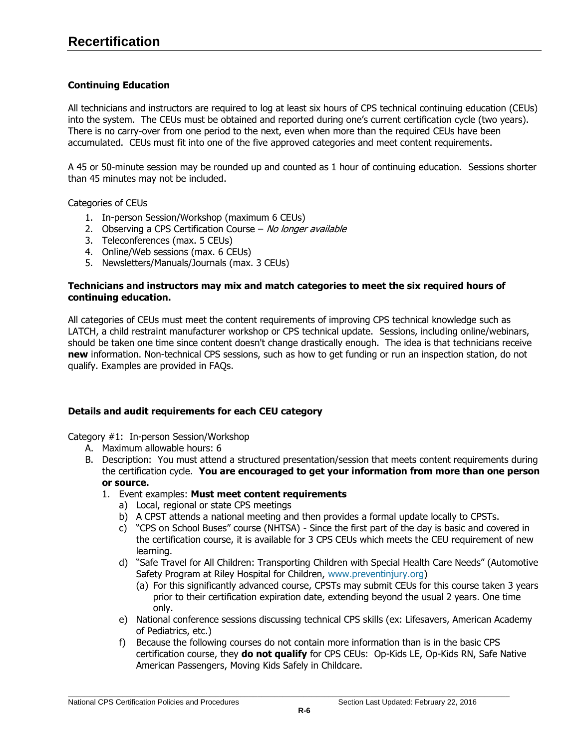# Recertification

**Continuing Education**

All technicians and instructors are required to log at least six hours of CPS technical continuing education (CEUs) into the system. The CEUs must be obtained and reported during one's current certification cycle (two years). There is no carry-over from one period to the next, even when more than the required CEUs have been accumulated. CEUs must fit into one of the five approved categories and meet content requirements.

A 45 or 50-minute session may be rounded up and counted as 1 hour of continuing education. Sessions shorter than 45 minutes may not be included.

Categories of CEUs

1. In-person Session/Workshop (maximum 6 CEUs)
2. Observing a CPS Certification Course – *No longer available*
3. Teleconferences (max. 5 CEUs)
4. Online/Web sessions (max. 6 CEUs)
5. Newsletters/Manuals/Journals (max. 3 CEUs)

**Technicians and instructors may mix and match categories to meet the six required hours of continuing education.**

All categories of CEUs must meet the content requirements of improving CPS technical knowledge such as LATCH, a child restraint manufacturer workshop or CPS technical update. Sessions, including online/webinars, should be taken one time since content doesn't change drastically enough. The idea is that technicians receive **new** information. Non-technical CPS sessions, such as how to get funding or run an inspection station, do not qualify. Examples are provided in FAQs.

**Details and audit requirements for each CEU category**

Category #1: In-person Session/Workshop

A. Maximum allowable hours: 6
B. Description: You must attend a structured presentation/session that meets content requirements during the certification cycle. **You are encouraged to get your information from more than one person or source.**
   1. Event examples: **Must meet content requirements**
      a) Local, regional or state CPS meetings
      b) A CPST attends a national meeting and then provides a formal update locally to CPSTs.
      c) "CPS on School Buses" course (NHTSA) - Since the first part of the day is basic and covered in the certification course, it is available for 3 CPS CEUs which meets the CEU requirement of new learning.
      d) "Safe Travel for All Children: Transporting Children with Special Health Care Needs" (Automotive Safety Program at Riley Hospital for Children, www.preventinjury.org)
         (a) For this significantly advanced course, CPSTs may submit CEUs for this course taken 3 years prior to their certification expiration date, extending beyond the usual 2 years. One time only.
      e) National conference sessions discussing technical CPS skills (ex: Lifesavers, American Academy of Pediatrics, etc.)
      f) Because the following courses do not contain more information than is in the basic CPS certification course, they **do not qualify** for CPS CEUs: Op-Kids LE, Op-Kids RN, Safe Native American Passengers, Moving Kids Safely in Childcare.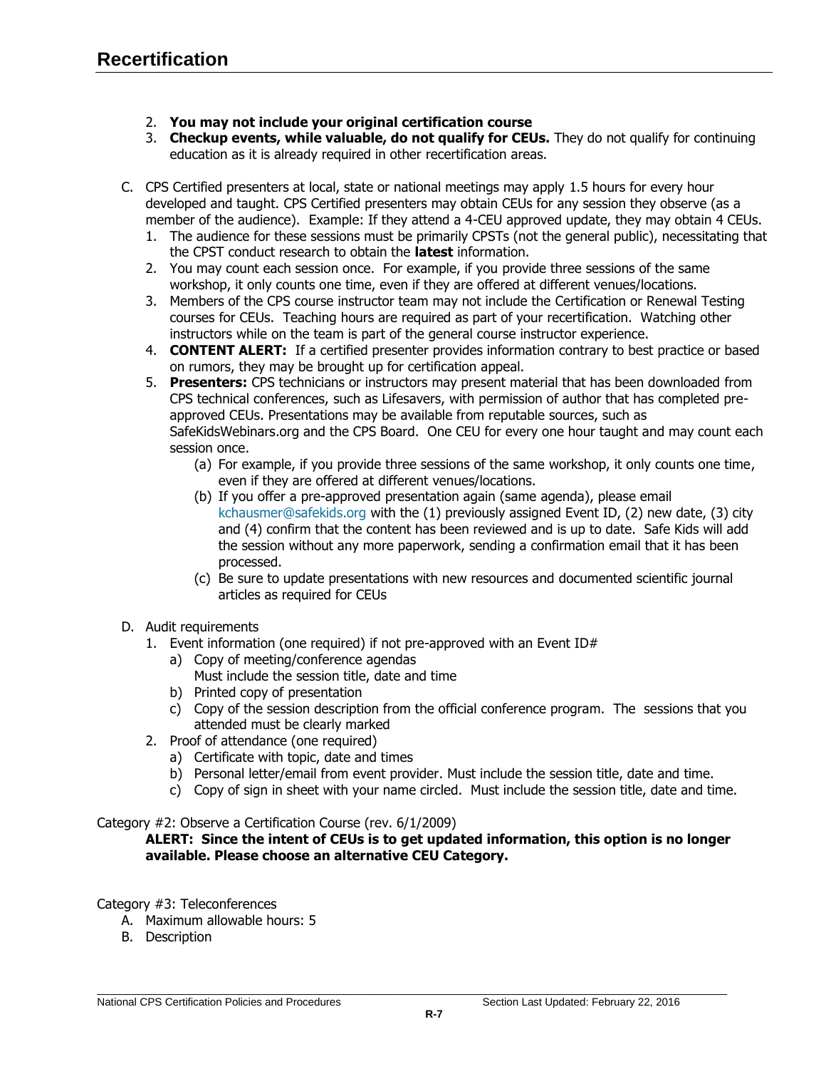# Recertification

2. **You may not include your original certification course**
3. **Checkup events, while valuable, do not qualify for CEUs.** They do not qualify for continuing education as it is already required in other recertification areas.

C. CPS Certified presenters at local, state or national meetings may apply 1.5 hours for every hour developed and taught. CPS Certified presenters may obtain CEUs for any session they observe (as a member of the audience). Example: If they attend a 4-CEU approved update, they may obtain 4 CEUs.
   1. The audience for these sessions must be primarily CPSTs (not the general public), necessitating that the CPST conduct research to obtain the **latest** information.
   2. You may count each session once. For example, if you provide three sessions of the same workshop, it only counts one time, even if they are offered at different venues/locations.
   3. Members of the CPS course instructor team may not include the Certification or Renewal Testing courses for CEUs. Teaching hours are required as part of your recertification. Watching other instructors while on the team is part of the general course instructor experience.
   4. **CONTENT ALERT:** If a certified presenter provides information contrary to best practice or based on rumors, they may be brought up for certification appeal.
   5. **Presenters:** CPS technicians or instructors may present material that has been downloaded from CPS technical conferences, such as Lifesavers, with permission of author that has completed pre-approved CEUs. Presentations may be available from reputable sources, such as SafeKidsWebinars.org and the CPS Board. One CEU for every one hour taught and may count each session once.
      (a) For example, if you provide three sessions of the same workshop, it only counts one time, even if they are offered at different venues/locations.
      (b) If you offer a pre-approved presentation again (same agenda), please email kchausmer@safekids.org with the (1) previously assigned Event ID, (2) new date, (3) city and (4) confirm that the content has been reviewed and is up to date. Safe Kids will add the session without any more paperwork, sending a confirmation email that it has been processed.
      (c) Be sure to update presentations with new resources and documented scientific journal articles as required for CEUs

D. Audit requirements
   1. Event information (one required) if not pre-approved with an Event ID#
      a) Copy of meeting/conference agendas
         Must include the session title, date and time
      b) Printed copy of presentation
      c) Copy of the session description from the official conference program. The sessions that you attended must be clearly marked
   2. Proof of attendance (one required)
      a) Certificate with topic, date and times
      b) Personal letter/email from event provider. Must include the session title, date and time.
      c) Copy of sign in sheet with your name circled. Must include the session title, date and time.

Category #2: Observe a Certification Course (rev. 6/1/2009)

**ALERT: Since the intent of CEUs is to get updated information, this option is no longer available. Please choose an alternative CEU Category.**

Category #3: Teleconferences

A. Maximum allowable hours: 5
B. Description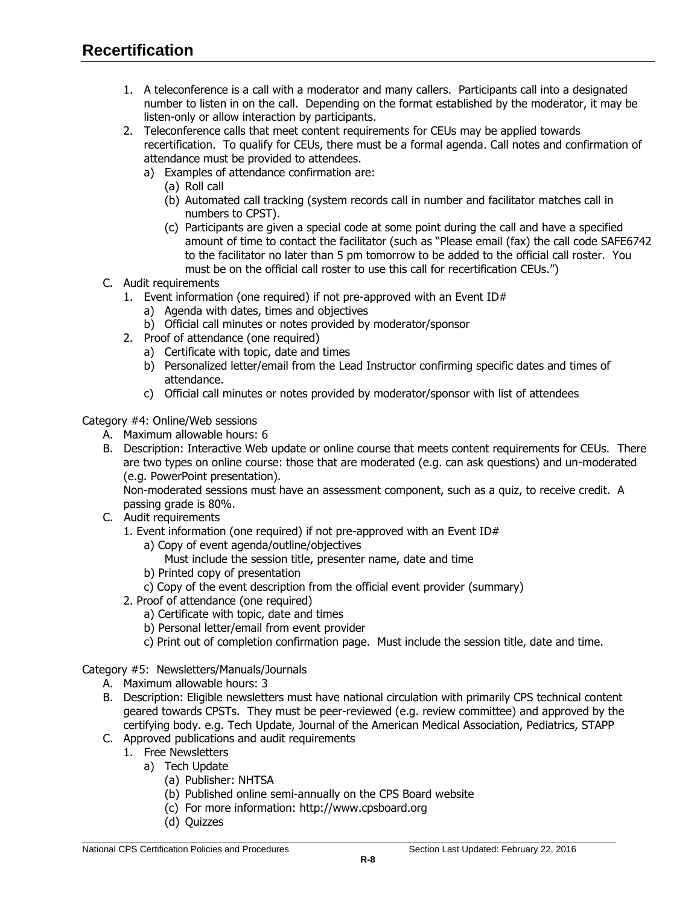# Recertification

1. A teleconference is a call with a moderator and many callers. Participants call into a designated number to listen in on the call. Depending on the format established by the moderator, it may be listen-only or allow interaction by participants.
2. Teleconference calls that meet content requirements for CEUs may be applied towards recertification. To qualify for CEUs, there must be a formal agenda. Call notes and confirmation of attendance must be provided to attendees.
   a) Examples of attendance confirmation are:
      (a) Roll call
      (b) Automated call tracking (system records call in number and facilitator matches call in numbers to CPST).
      (c) Participants are given a special code at some point during the call and have a specified amount of time to contact the facilitator (such as "Please email (fax) the call code SAFE6742 to the facilitator no later than 5 pm tomorrow to be added to the official call roster. You must be on the official call roster to use this call for recertification CEUs.")

C. Audit requirements
   1. Event information (one required) if not pre-approved with an Event ID#
      a) Agenda with dates, times and objectives
      b) Official call minutes or notes provided by moderator/sponsor
   2. Proof of attendance (one required)
      a) Certificate with topic, date and times
      b) Personalized letter/email from the Lead Instructor confirming specific dates and times of attendance.
      c) Official call minutes or notes provided by moderator/sponsor with list of attendees

Category #4: Online/Web sessions

A. Maximum allowable hours: 6
B. Description: Interactive Web update or online course that meets content requirements for CEUs. There are two types on online course: those that are moderated (e.g. can ask questions) and un-moderated (e.g. PowerPoint presentation).
   Non-moderated sessions must have an assessment component, such as a quiz, to receive credit. A passing grade is 80%.
C. Audit requirements
   1. Event information (one required) if not pre-approved with an Event ID#
      a) Copy of event agenda/outline/objectives
         Must include the session title, presenter name, date and time
      b) Printed copy of presentation
      c) Copy of the event description from the official event provider (summary)
   2. Proof of attendance (one required)
      a) Certificate with topic, date and times
      b) Personal letter/email from event provider
      c) Print out of completion confirmation page. Must include the session title, date and time.

Category #5: Newsletters/Manuals/Journals

A. Maximum allowable hours: 3
B. Description: Eligible newsletters must have national circulation with primarily CPS technical content geared towards CPSTs. They must be peer-reviewed (e.g. review committee) and approved by the certifying body. e.g. Tech Update, Journal of the American Medical Association, Pediatrics, STAPP
C. Approved publications and audit requirements
   1. Free Newsletters
      a) Tech Update
         (a) Publisher: NHTSA
         (b) Published online semi-annually on the CPS Board website
         (c) For more information: http://www.cpsboard.org
         (d) Quizzes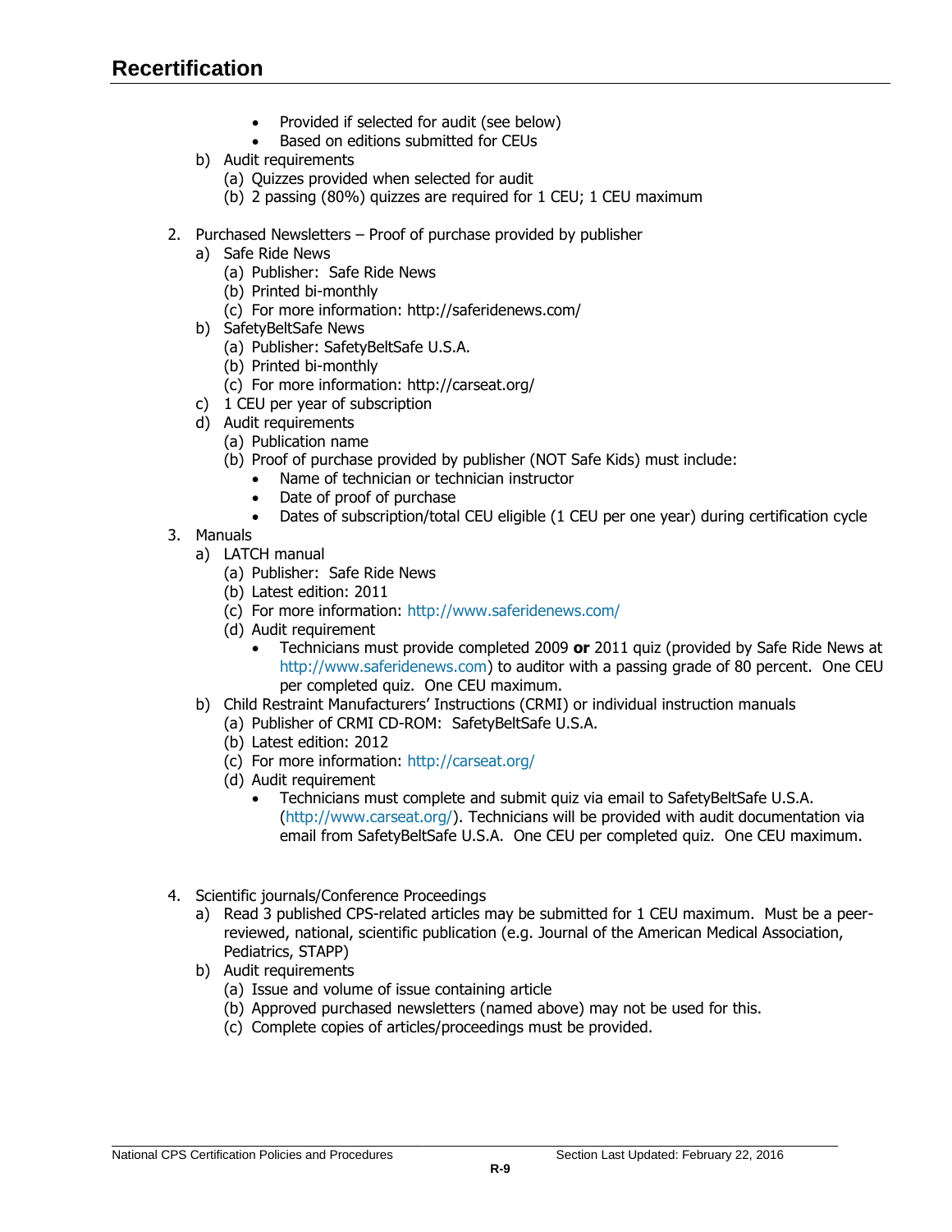# Recertification

- Provided if selected for audit (see below)
- Based on editions submitted for CEUs

b) Audit requirements
   (a) Quizzes provided when selected for audit
   (b) 2 passing (80%) quizzes are required for 1 CEU; 1 CEU maximum

2. Purchased Newsletters – Proof of purchase provided by publisher
   a) Safe Ride News
      (a) Publisher: Safe Ride News
      (b) Printed bi-monthly
      (c) For more information: http://saferidenews.com/
   b) SafetyBeltSafe News
      (a) Publisher: SafetyBeltSafe U.S.A.
      (b) Printed bi-monthly
      (c) For more information: http://carseat.org/
   c) 1 CEU per year of subscription
   d) Audit requirements
      (a) Publication name
      (b) Proof of purchase provided by publisher (NOT Safe Kids) must include:
         - Name of technician or technician instructor
         - Date of proof of purchase
         - Dates of subscription/total CEU eligible (1 CEU per one year) during certification cycle
3. Manuals
   a) LATCH manual
      (a) Publisher: Safe Ride News
      (b) Latest edition: 2011
      (c) For more information: http://www.saferidenews.com/
      (d) Audit requirement
         - Technicians must provide completed 2009 **or** 2011 quiz (provided by Safe Ride News at http://www.saferidenews.com) to auditor with a passing grade of 80 percent. One CEU per completed quiz. One CEU maximum.
   b) Child Restraint Manufacturers' Instructions (CRMI) or individual instruction manuals
      (a) Publisher of CRMI CD-ROM: SafetyBeltSafe U.S.A.
      (b) Latest edition: 2012
      (c) For more information: http://carseat.org/
      (d) Audit requirement
         - Technicians must complete and submit quiz via email to SafetyBeltSafe U.S.A. (http://www.carseat.org/). Technicians will be provided with audit documentation via email from SafetyBeltSafe U.S.A. One CEU per completed quiz. One CEU maximum.

4. Scientific journals/Conference Proceedings
   a) Read 3 published CPS-related articles may be submitted for 1 CEU maximum. Must be a peer-reviewed, national, scientific publication (e.g. Journal of the American Medical Association, Pediatrics, STAPP)
   b) Audit requirements
      (a) Issue and volume of issue containing article
      (b) Approved purchased newsletters (named above) may not be used for this.
      (c) Complete copies of articles/proceedings must be provided.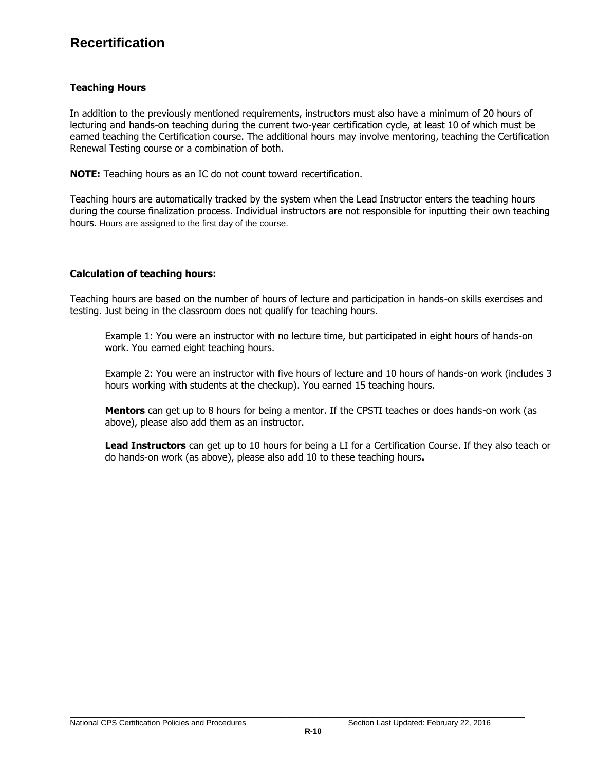# Recertification

### Teaching Hours

In addition to the previously mentioned requirements, instructors must also have a minimum of 20 hours of lecturing and hands-on teaching during the current two-year certification cycle, at least 10 of which must be earned teaching the Certification course. The additional hours may involve mentoring, teaching the Certification Renewal Testing course or a combination of both.

**NOTE:** Teaching hours as an IC do not count toward recertification.

Teaching hours are automatically tracked by the system when the Lead Instructor enters the teaching hours during the course finalization process. Individual instructors are not responsible for inputting their own teaching hours. Hours are assigned to the first day of the course.

### Calculation of teaching hours:

Teaching hours are based on the number of hours of lecture and participation in hands-on skills exercises and testing. Just being in the classroom does not qualify for teaching hours.

> Example 1: You were an instructor with no lecture time, but participated in eight hours of hands-on work. You earned eight teaching hours.
>
> Example 2: You were an instructor with five hours of lecture and 10 hours of hands-on work (includes 3 hours working with students at the checkup). You earned 15 teaching hours.
>
> **Mentors** can get up to 8 hours for being a mentor. If the CPSTI teaches or does hands-on work (as above), please also add them as an instructor.
>
> **Lead Instructors** can get up to 10 hours for being a LI for a Certification Course. If they also teach or do hands-on work (as above), please also add 10 to these teaching hours**.**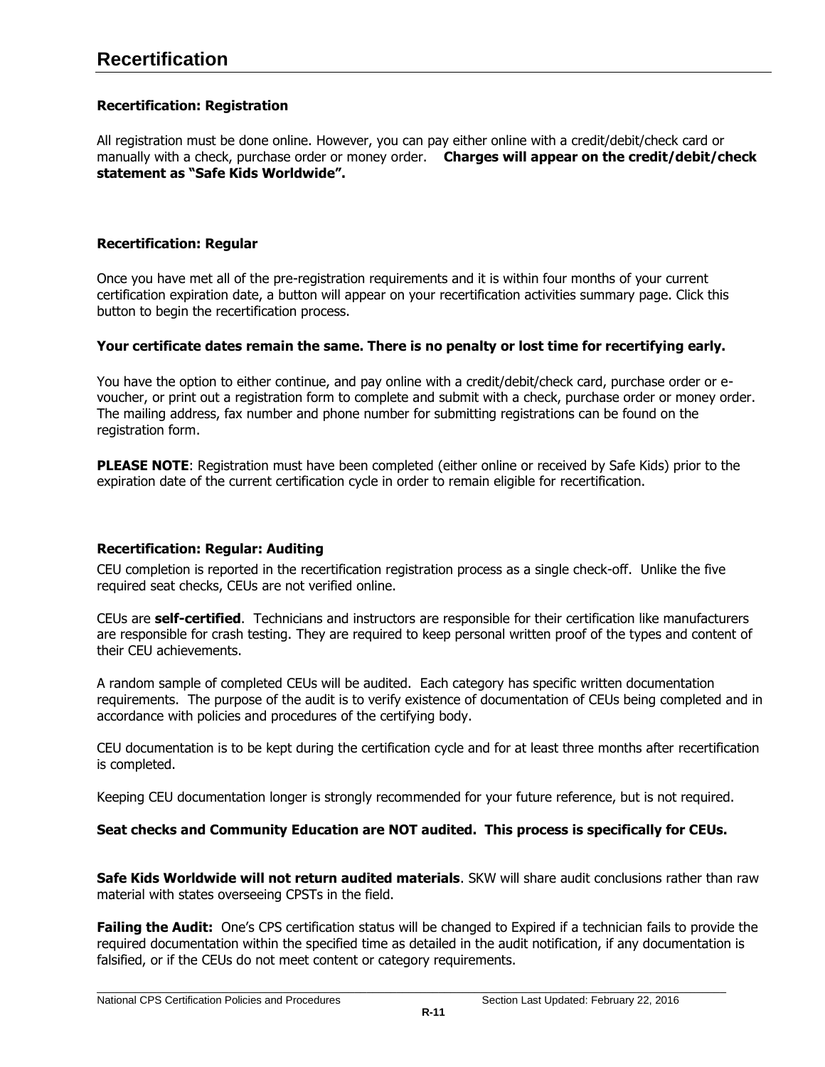# Recertification

### Recertification: Registration

All registration must be done online. However, you can pay either online with a credit/debit/check card or manually with a check, purchase order or money order. **Charges will appear on the credit/debit/check statement as "Safe Kids Worldwide".**

### Recertification: Regular

Once you have met all of the pre-registration requirements and it is within four months of your current certification expiration date, a button will appear on your recertification activities summary page. Click this button to begin the recertification process.

**Your certificate dates remain the same. There is no penalty or lost time for recertifying early.**

You have the option to either continue, and pay online with a credit/debit/check card, purchase order or e-voucher, or print out a registration form to complete and submit with a check, purchase order or money order. The mailing address, fax number and phone number for submitting registrations can be found on the registration form.

**PLEASE NOTE**: Registration must have been completed (either online or received by Safe Kids) prior to the expiration date of the current certification cycle in order to remain eligible for recertification.

### Recertification: Regular: Auditing

CEU completion is reported in the recertification registration process as a single check-off. Unlike the five required seat checks, CEUs are not verified online.

CEUs are **self-certified**. Technicians and instructors are responsible for their certification like manufacturers are responsible for crash testing. They are required to keep personal written proof of the types and content of their CEU achievements.

A random sample of completed CEUs will be audited. Each category has specific written documentation requirements. The purpose of the audit is to verify existence of documentation of CEUs being completed and in accordance with policies and procedures of the certifying body.

CEU documentation is to be kept during the certification cycle and for at least three months after recertification is completed.

Keeping CEU documentation longer is strongly recommended for your future reference, but is not required.

**Seat checks and Community Education are NOT audited. This process is specifically for CEUs.**

**Safe Kids Worldwide will not return audited materials**. SKW will share audit conclusions rather than raw material with states overseeing CPSTs in the field.

**Failing the Audit:** One's CPS certification status will be changed to Expired if a technician fails to provide the required documentation within the specified time as detailed in the audit notification, if any documentation is falsified, or if the CEUs do not meet content or category requirements.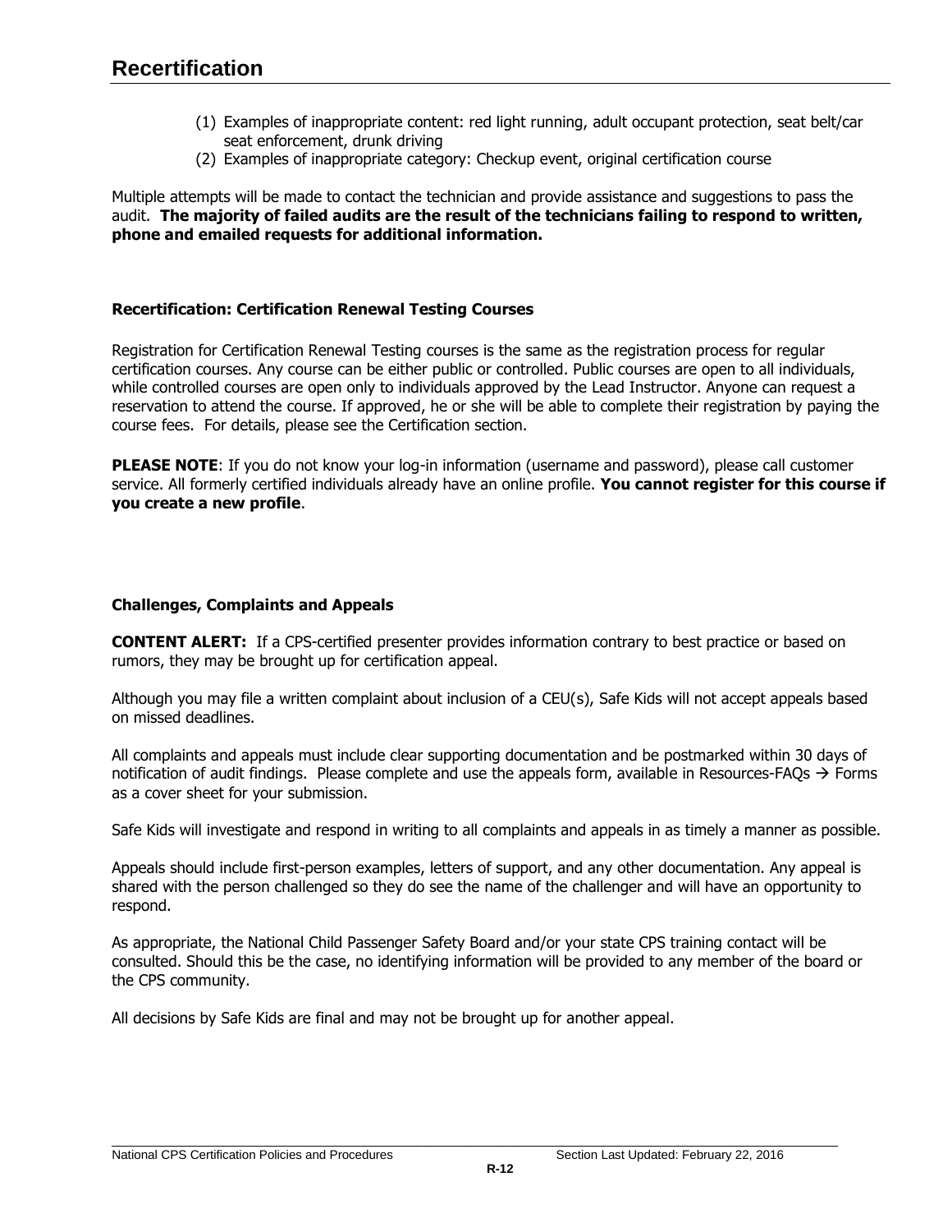# Recertification

(1) Examples of inappropriate content: red light running, adult occupant protection, seat belt/car seat enforcement, drunk driving
(2) Examples of inappropriate category: Checkup event, original certification course

Multiple attempts will be made to contact the technician and provide assistance and suggestions to pass the audit. **The majority of failed audits are the result of the technicians failing to respond to written, phone and emailed requests for additional information.**

## Recertification: Certification Renewal Testing Courses

Registration for Certification Renewal Testing courses is the same as the registration process for regular certification courses. Any course can be either public or controlled. Public courses are open to all individuals, while controlled courses are open only to individuals approved by the Lead Instructor. Anyone can request a reservation to attend the course. If approved, he or she will be able to complete their registration by paying the course fees. For details, please see the Certification section.

**PLEASE NOTE**: If you do not know your log-in information (username and password), please call customer service. All formerly certified individuals already have an online profile. **You cannot register for this course if you create a new profile**.

## Challenges, Complaints and Appeals

**CONTENT ALERT:** If a CPS-certified presenter provides information contrary to best practice or based on rumors, they may be brought up for certification appeal.

Although you may file a written complaint about inclusion of a CEU(s), Safe Kids will not accept appeals based on missed deadlines.

All complaints and appeals must include clear supporting documentation and be postmarked within 30 days of notification of audit findings. Please complete and use the appeals form, available in Resources-FAQs → Forms as a cover sheet for your submission.

Safe Kids will investigate and respond in writing to all complaints and appeals in as timely a manner as possible.

Appeals should include first-person examples, letters of support, and any other documentation. Any appeal is shared with the person challenged so they do see the name of the challenger and will have an opportunity to respond.

As appropriate, the National Child Passenger Safety Board and/or your state CPS training contact will be consulted. Should this be the case, no identifying information will be provided to any member of the board or the CPS community.

All decisions by Safe Kids are final and may not be brought up for another appeal.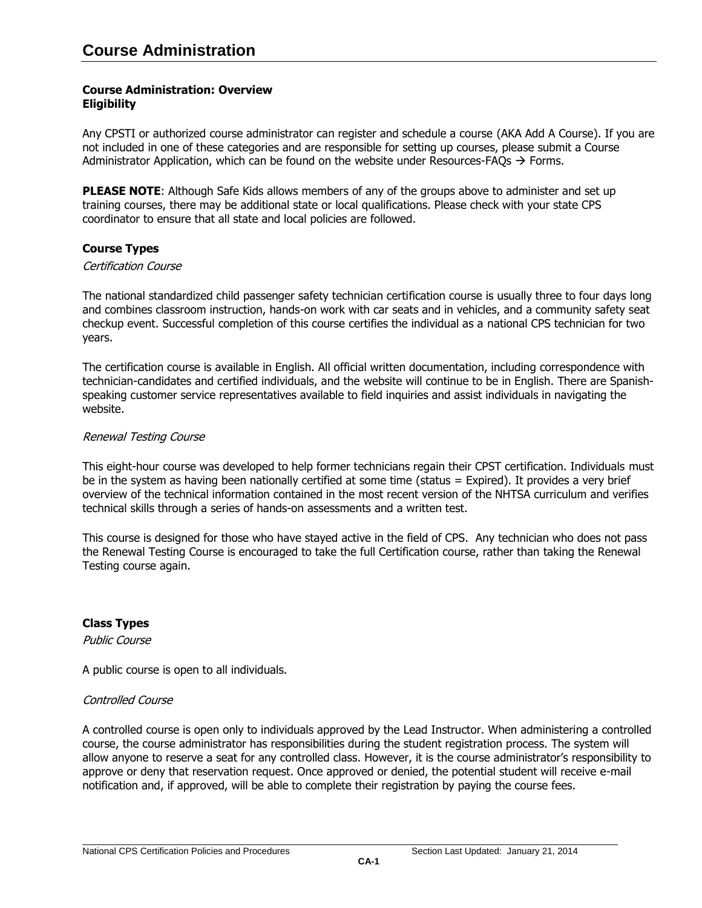# Course Administration

**Course Administration: Overview**
**Eligibility**

Any CPSTI or authorized course administrator can register and schedule a course (AKA Add A Course). If you are not included in one of these categories and are responsible for setting up courses, please submit a Course Administrator Application, which can be found on the website under Resources-FAQs → Forms.

**PLEASE NOTE**: Although Safe Kids allows members of any of the groups above to administer and set up training courses, there may be additional state or local qualifications. Please check with your state CPS coordinator to ensure that all state and local policies are followed.

**Course Types**

*Certification Course*

The national standardized child passenger safety technician certification course is usually three to four days long and combines classroom instruction, hands-on work with car seats and in vehicles, and a community safety seat checkup event. Successful completion of this course certifies the individual as a national CPS technician for two years.

The certification course is available in English. All official written documentation, including correspondence with technician-candidates and certified individuals, and the website will continue to be in English. There are Spanish-speaking customer service representatives available to field inquiries and assist individuals in navigating the website.

*Renewal Testing Course*

This eight-hour course was developed to help former technicians regain their CPST certification. Individuals must be in the system as having been nationally certified at some time (status = Expired). It provides a very brief overview of the technical information contained in the most recent version of the NHTSA curriculum and verifies technical skills through a series of hands-on assessments and a written test.

This course is designed for those who have stayed active in the field of CPS. Any technician who does not pass the Renewal Testing Course is encouraged to take the full Certification course, rather than taking the Renewal Testing course again.

**Class Types**

*Public Course*

A public course is open to all individuals.

*Controlled Course*

A controlled course is open only to individuals approved by the Lead Instructor. When administering a controlled course, the course administrator has responsibilities during the student registration process. The system will allow anyone to reserve a seat for any controlled class. However, it is the course administrator's responsibility to approve or deny that reservation request. Once approved or denied, the potential student will receive e-mail notification and, if approved, will be able to complete their registration by paying the course fees.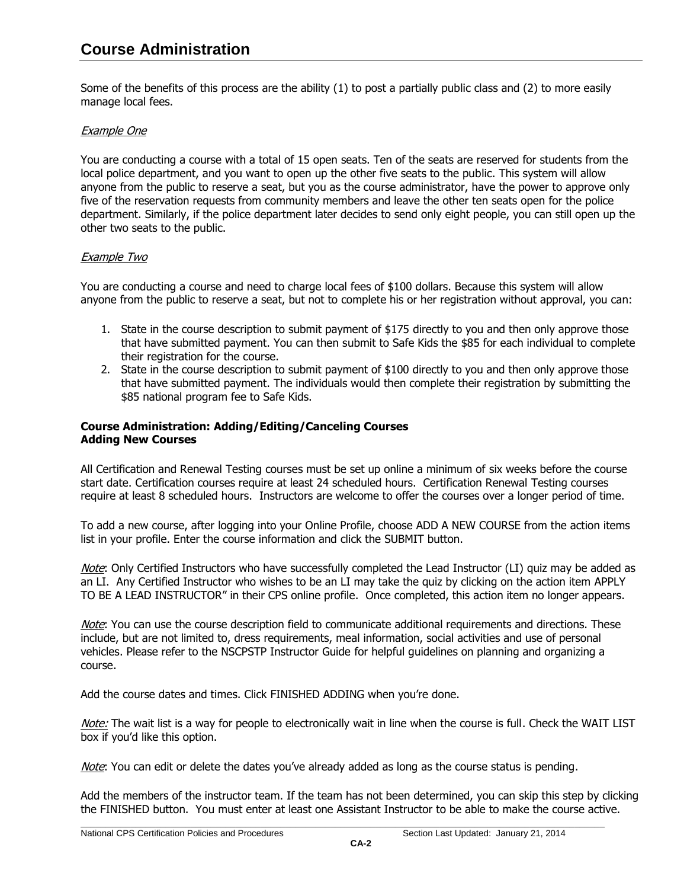# Course Administration

Some of the benefits of this process are the ability (1) to post a partially public class and (2) to more easily manage local fees.

*Example One*

You are conducting a course with a total of 15 open seats. Ten of the seats are reserved for students from the local police department, and you want to open up the other five seats to the public. This system will allow anyone from the public to reserve a seat, but you as the course administrator, have the power to approve only five of the reservation requests from community members and leave the other ten seats open for the police department. Similarly, if the police department later decides to send only eight people, you can still open up the other two seats to the public.

*Example Two*

You are conducting a course and need to charge local fees of $100 dollars. Because this system will allow anyone from the public to reserve a seat, but not to complete his or her registration without approval, you can:

1. State in the course description to submit payment of $175 directly to you and then only approve those that have submitted payment. You can then submit to Safe Kids the $85 for each individual to complete their registration for the course.
2. State in the course description to submit payment of $100 directly to you and then only approve those that have submitted payment. The individuals would then complete their registration by submitting the $85 national program fee to Safe Kids.

**Course Administration: Adding/Editing/Canceling Courses**
**Adding New Courses**

All Certification and Renewal Testing courses must be set up online a minimum of six weeks before the course start date. Certification courses require at least 24 scheduled hours. Certification Renewal Testing courses require at least 8 scheduled hours. Instructors are welcome to offer the courses over a longer period of time.

To add a new course, after logging into your Online Profile, choose ADD A NEW COURSE from the action items list in your profile. Enter the course information and click the SUBMIT button.

*Note*: Only Certified Instructors who have successfully completed the Lead Instructor (LI) quiz may be added as an LI. Any Certified Instructor who wishes to be an LI may take the quiz by clicking on the action item APPLY TO BE A LEAD INSTRUCTOR" in their CPS online profile. Once completed, this action item no longer appears.

*Note*: You can use the course description field to communicate additional requirements and directions. These include, but are not limited to, dress requirements, meal information, social activities and use of personal vehicles. Please refer to the NSCPSTP Instructor Guide for helpful guidelines on planning and organizing a course.

Add the course dates and times. Click FINISHED ADDING when you're done.

*Note:* The wait list is a way for people to electronically wait in line when the course is full. Check the WAIT LIST box if you'd like this option.

*Note*: You can edit or delete the dates you've already added as long as the course status is pending.

Add the members of the instructor team. If the team has not been determined, you can skip this step by clicking the FINISHED button. You must enter at least one Assistant Instructor to be able to make the course active.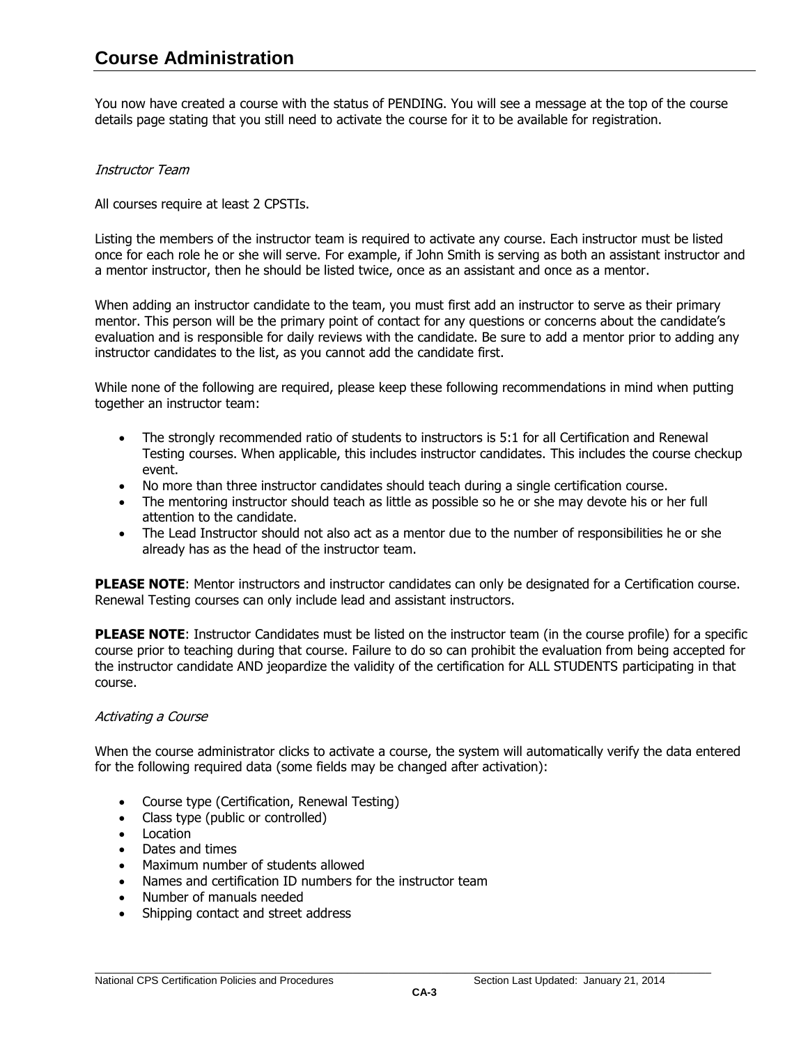# Course Administration

You now have created a course with the status of PENDING. You will see a message at the top of the course details page stating that you still need to activate the course for it to be available for registration.

*Instructor Team*

All courses require at least 2 CPSTIs.

Listing the members of the instructor team is required to activate any course. Each instructor must be listed once for each role he or she will serve. For example, if John Smith is serving as both an assistant instructor and a mentor instructor, then he should be listed twice, once as an assistant and once as a mentor.

When adding an instructor candidate to the team, you must first add an instructor to serve as their primary mentor. This person will be the primary point of contact for any questions or concerns about the candidate's evaluation and is responsible for daily reviews with the candidate. Be sure to add a mentor prior to adding any instructor candidates to the list, as you cannot add the candidate first.

While none of the following are required, please keep these following recommendations in mind when putting together an instructor team:

- The strongly recommended ratio of students to instructors is 5:1 for all Certification and Renewal Testing courses. When applicable, this includes instructor candidates. This includes the course checkup event.
- No more than three instructor candidates should teach during a single certification course.
- The mentoring instructor should teach as little as possible so he or she may devote his or her full attention to the candidate.
- The Lead Instructor should not also act as a mentor due to the number of responsibilities he or she already has as the head of the instructor team.

**PLEASE NOTE**: Mentor instructors and instructor candidates can only be designated for a Certification course. Renewal Testing courses can only include lead and assistant instructors.

**PLEASE NOTE**: Instructor Candidates must be listed on the instructor team (in the course profile) for a specific course prior to teaching during that course. Failure to do so can prohibit the evaluation from being accepted for the instructor candidate AND jeopardize the validity of the certification for ALL STUDENTS participating in that course.

*Activating a Course*

When the course administrator clicks to activate a course, the system will automatically verify the data entered for the following required data (some fields may be changed after activation):

- Course type (Certification, Renewal Testing)
- Class type (public or controlled)
- Location
- Dates and times
- Maximum number of students allowed
- Names and certification ID numbers for the instructor team
- Number of manuals needed
- Shipping contact and street address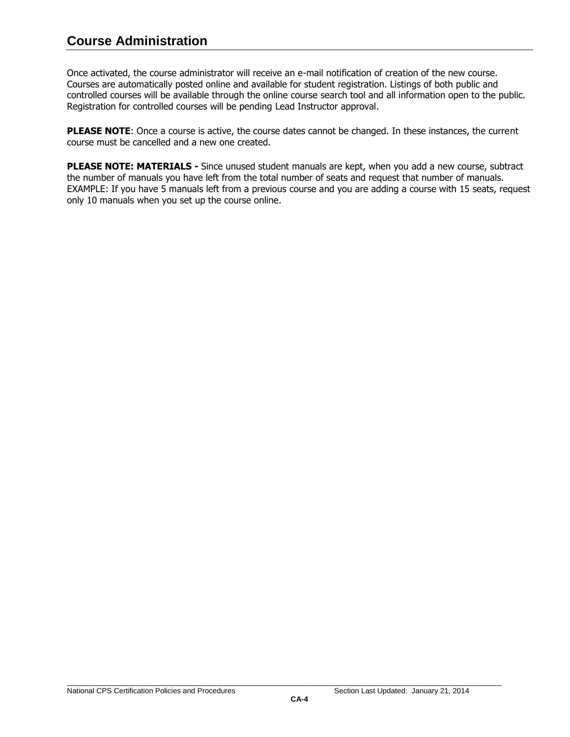## Course Administration

Once activated, the course administrator will receive an e-mail notification of creation of the new course. Courses are automatically posted online and available for student registration. Listings of both public and controlled courses will be available through the online course search tool and all information open to the public. Registration for controlled courses will be pending Lead Instructor approval.

**PLEASE NOTE**: Once a course is active, the course dates cannot be changed. In these instances, the current course must be cancelled and a new one created.

**PLEASE NOTE: MATERIALS -** Since unused student manuals are kept, when you add a new course, subtract the number of manuals you have left from the total number of seats and request that number of manuals. EXAMPLE: If you have 5 manuals left from a previous course and you are adding a course with 15 seats, request only 10 manuals when you set up the course online.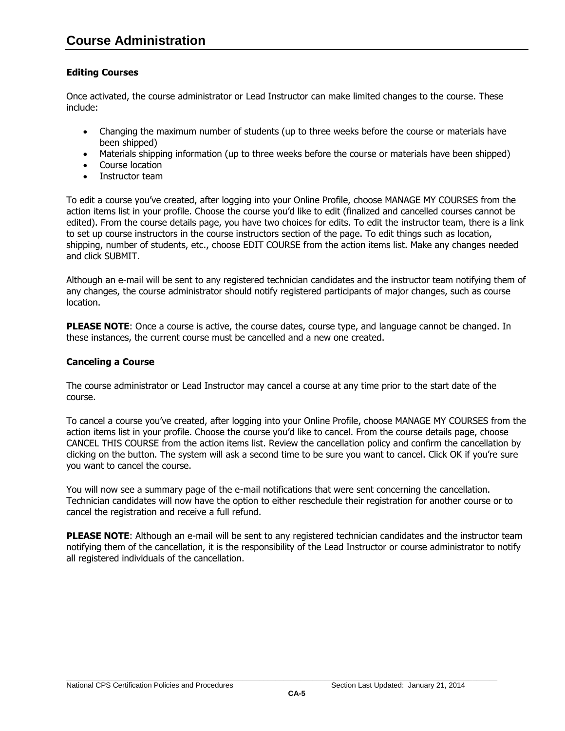# Course Administration

### Editing Courses

Once activated, the course administrator or Lead Instructor can make limited changes to the course. These include:

- Changing the maximum number of students (up to three weeks before the course or materials have been shipped)
- Materials shipping information (up to three weeks before the course or materials have been shipped)
- Course location
- Instructor team

To edit a course you've created, after logging into your Online Profile, choose MANAGE MY COURSES from the action items list in your profile. Choose the course you'd like to edit (finalized and cancelled courses cannot be edited). From the course details page, you have two choices for edits. To edit the instructor team, there is a link to set up course instructors in the course instructors section of the page. To edit things such as location, shipping, number of students, etc., choose EDIT COURSE from the action items list. Make any changes needed and click SUBMIT.

Although an e-mail will be sent to any registered technician candidates and the instructor team notifying them of any changes, the course administrator should notify registered participants of major changes, such as course location.

**PLEASE NOTE**: Once a course is active, the course dates, course type, and language cannot be changed. In these instances, the current course must be cancelled and a new one created.

### Canceling a Course

The course administrator or Lead Instructor may cancel a course at any time prior to the start date of the course.

To cancel a course you've created, after logging into your Online Profile, choose MANAGE MY COURSES from the action items list in your profile. Choose the course you'd like to cancel. From the course details page, choose CANCEL THIS COURSE from the action items list. Review the cancellation policy and confirm the cancellation by clicking on the button. The system will ask a second time to be sure you want to cancel. Click OK if you're sure you want to cancel the course.

You will now see a summary page of the e-mail notifications that were sent concerning the cancellation. Technician candidates will now have the option to either reschedule their registration for another course or to cancel the registration and receive a full refund.

**PLEASE NOTE**: Although an e-mail will be sent to any registered technician candidates and the instructor team notifying them of the cancellation, it is the responsibility of the Lead Instructor or course administrator to notify all registered individuals of the cancellation.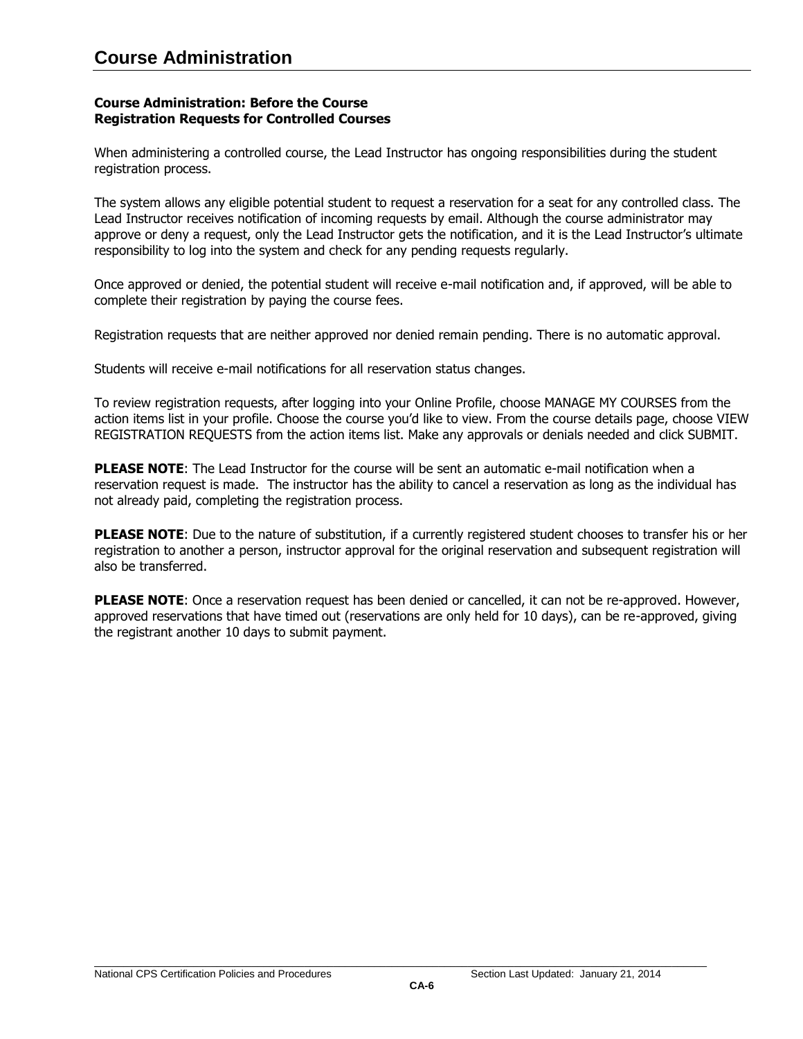# Course Administration

**Course Administration: Before the Course**
**Registration Requests for Controlled Courses**

When administering a controlled course, the Lead Instructor has ongoing responsibilities during the student registration process.

The system allows any eligible potential student to request a reservation for a seat for any controlled class. The Lead Instructor receives notification of incoming requests by email. Although the course administrator may approve or deny a request, only the Lead Instructor gets the notification, and it is the Lead Instructor's ultimate responsibility to log into the system and check for any pending requests regularly.

Once approved or denied, the potential student will receive e-mail notification and, if approved, will be able to complete their registration by paying the course fees.

Registration requests that are neither approved nor denied remain pending. There is no automatic approval.

Students will receive e-mail notifications for all reservation status changes.

To review registration requests, after logging into your Online Profile, choose MANAGE MY COURSES from the action items list in your profile. Choose the course you'd like to view. From the course details page, choose VIEW REGISTRATION REQUESTS from the action items list. Make any approvals or denials needed and click SUBMIT.

**PLEASE NOTE**: The Lead Instructor for the course will be sent an automatic e-mail notification when a reservation request is made. The instructor has the ability to cancel a reservation as long as the individual has not already paid, completing the registration process.

**PLEASE NOTE**: Due to the nature of substitution, if a currently registered student chooses to transfer his or her registration to another a person, instructor approval for the original reservation and subsequent registration will also be transferred.

**PLEASE NOTE**: Once a reservation request has been denied or cancelled, it can not be re-approved. However, approved reservations that have timed out (reservations are only held for 10 days), can be re-approved, giving the registrant another 10 days to submit payment.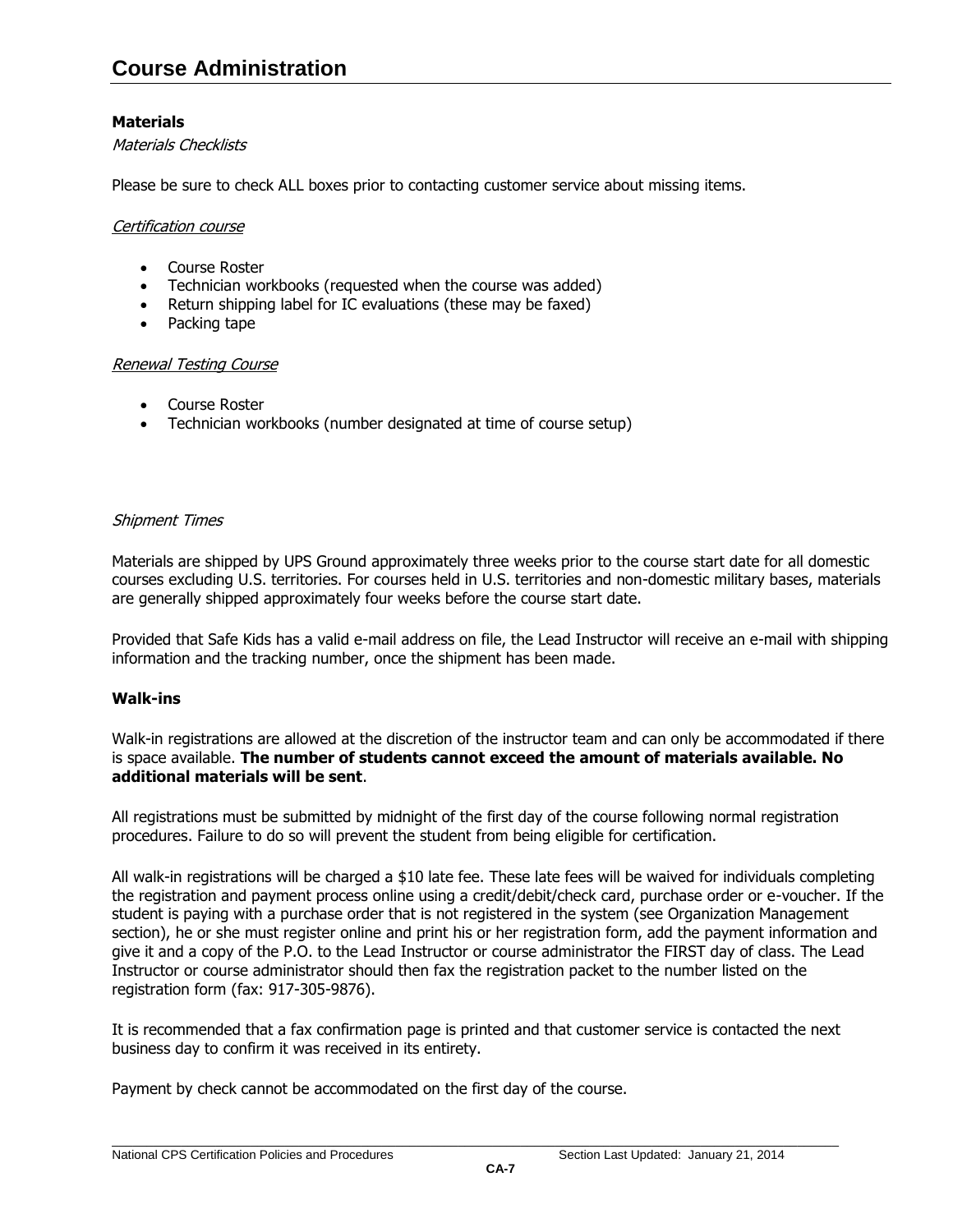# Course Administration

### Materials

*Materials Checklists*

Please be sure to check ALL boxes prior to contacting customer service about missing items.

*Certification course*

- Course Roster
- Technician workbooks (requested when the course was added)
- Return shipping label for IC evaluations (these may be faxed)
- Packing tape

*Renewal Testing Course*

- Course Roster
- Technician workbooks (number designated at time of course setup)

*Shipment Times*

Materials are shipped by UPS Ground approximately three weeks prior to the course start date for all domestic courses excluding U.S. territories. For courses held in U.S. territories and non-domestic military bases, materials are generally shipped approximately four weeks before the course start date.

Provided that Safe Kids has a valid e-mail address on file, the Lead Instructor will receive an e-mail with shipping information and the tracking number, once the shipment has been made.

### Walk-ins

Walk-in registrations are allowed at the discretion of the instructor team and can only be accommodated if there is space available. **The number of students cannot exceed the amount of materials available. No additional materials will be sent**.

All registrations must be submitted by midnight of the first day of the course following normal registration procedures. Failure to do so will prevent the student from being eligible for certification.

All walk-in registrations will be charged a $10 late fee. These late fees will be waived for individuals completing the registration and payment process online using a credit/debit/check card, purchase order or e-voucher. If the student is paying with a purchase order that is not registered in the system (see Organization Management section), he or she must register online and print his or her registration form, add the payment information and give it and a copy of the P.O. to the Lead Instructor or course administrator the FIRST day of class. The Lead Instructor or course administrator should then fax the registration packet to the number listed on the registration form (fax: 917-305-9876).

It is recommended that a fax confirmation page is printed and that customer service is contacted the next business day to confirm it was received in its entirety.

Payment by check cannot be accommodated on the first day of the course.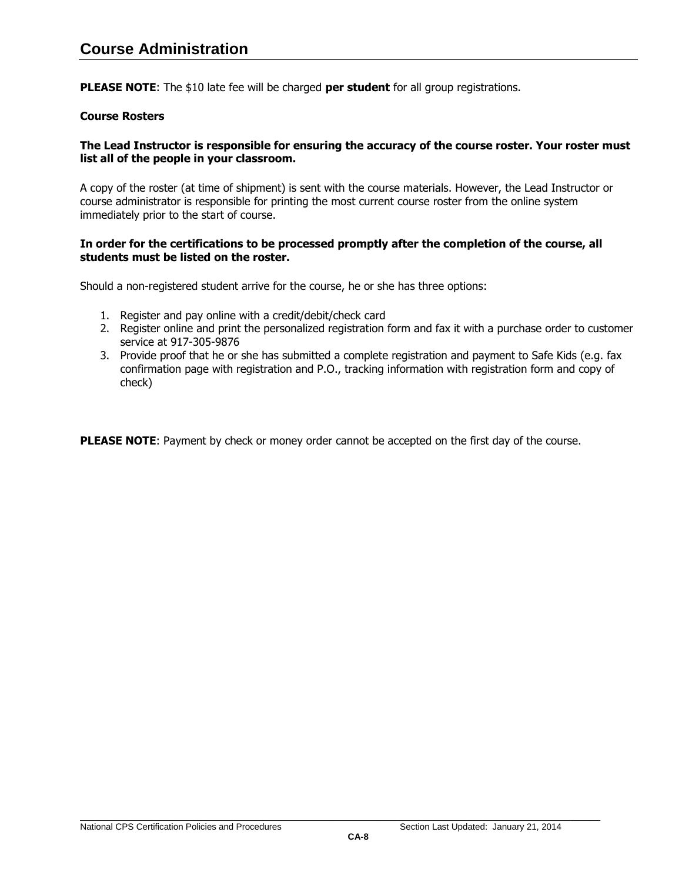# Course Administration

**PLEASE NOTE**: The $10 late fee will be charged **per student** for all group registrations.

**Course Rosters**

**The Lead Instructor is responsible for ensuring the accuracy of the course roster. Your roster must list all of the people in your classroom.**

A copy of the roster (at time of shipment) is sent with the course materials. However, the Lead Instructor or course administrator is responsible for printing the most current course roster from the online system immediately prior to the start of course.

**In order for the certifications to be processed promptly after the completion of the course, all students must be listed on the roster.**

Should a non-registered student arrive for the course, he or she has three options:

1. Register and pay online with a credit/debit/check card
2. Register online and print the personalized registration form and fax it with a purchase order to customer service at 917-305-9876
3. Provide proof that he or she has submitted a complete registration and payment to Safe Kids (e.g. fax confirmation page with registration and P.O., tracking information with registration form and copy of check)

**PLEASE NOTE**: Payment by check or money order cannot be accepted on the first day of the course.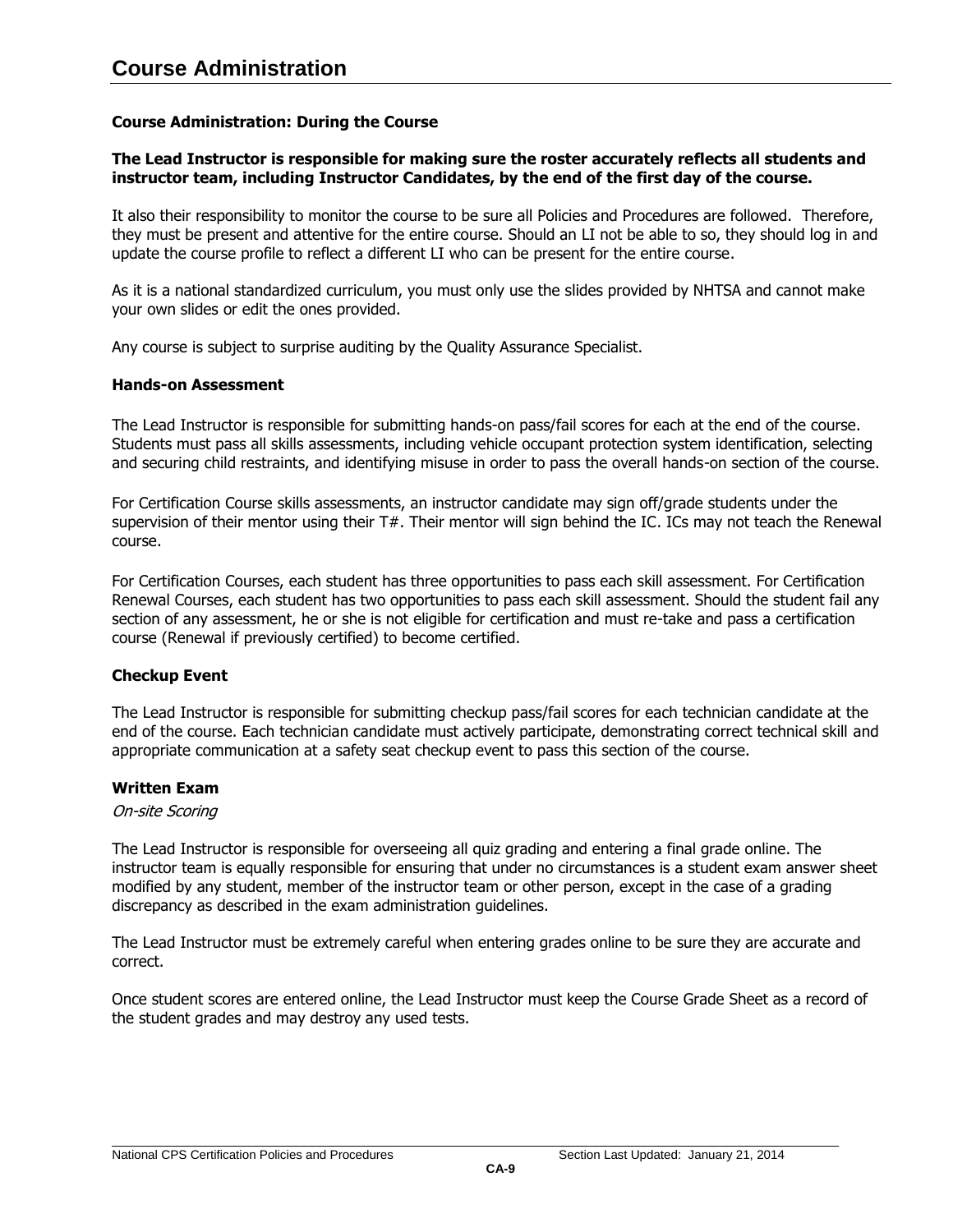# Course Administration

### Course Administration: During the Course

**The Lead Instructor is responsible for making sure the roster accurately reflects all students and instructor team, including Instructor Candidates, by the end of the first day of the course.**

It also their responsibility to monitor the course to be sure all Policies and Procedures are followed. Therefore, they must be present and attentive for the entire course. Should an LI not be able to so, they should log in and update the course profile to reflect a different LI who can be present for the entire course.

As it is a national standardized curriculum, you must only use the slides provided by NHTSA and cannot make your own slides or edit the ones provided.

Any course is subject to surprise auditing by the Quality Assurance Specialist.

### Hands-on Assessment

The Lead Instructor is responsible for submitting hands-on pass/fail scores for each at the end of the course. Students must pass all skills assessments, including vehicle occupant protection system identification, selecting and securing child restraints, and identifying misuse in order to pass the overall hands-on section of the course.

For Certification Course skills assessments, an instructor candidate may sign off/grade students under the supervision of their mentor using their T#. Their mentor will sign behind the IC. ICs may not teach the Renewal course.

For Certification Courses, each student has three opportunities to pass each skill assessment. For Certification Renewal Courses, each student has two opportunities to pass each skill assessment. Should the student fail any section of any assessment, he or she is not eligible for certification and must re-take and pass a certification course (Renewal if previously certified) to become certified.

### Checkup Event

The Lead Instructor is responsible for submitting checkup pass/fail scores for each technician candidate at the end of the course. Each technician candidate must actively participate, demonstrating correct technical skill and appropriate communication at a safety seat checkup event to pass this section of the course.

### Written Exam

*On-site Scoring*

The Lead Instructor is responsible for overseeing all quiz grading and entering a final grade online. The instructor team is equally responsible for ensuring that under no circumstances is a student exam answer sheet modified by any student, member of the instructor team or other person, except in the case of a grading discrepancy as described in the exam administration guidelines.

The Lead Instructor must be extremely careful when entering grades online to be sure they are accurate and correct.

Once student scores are entered online, the Lead Instructor must keep the Course Grade Sheet as a record of the student grades and may destroy any used tests.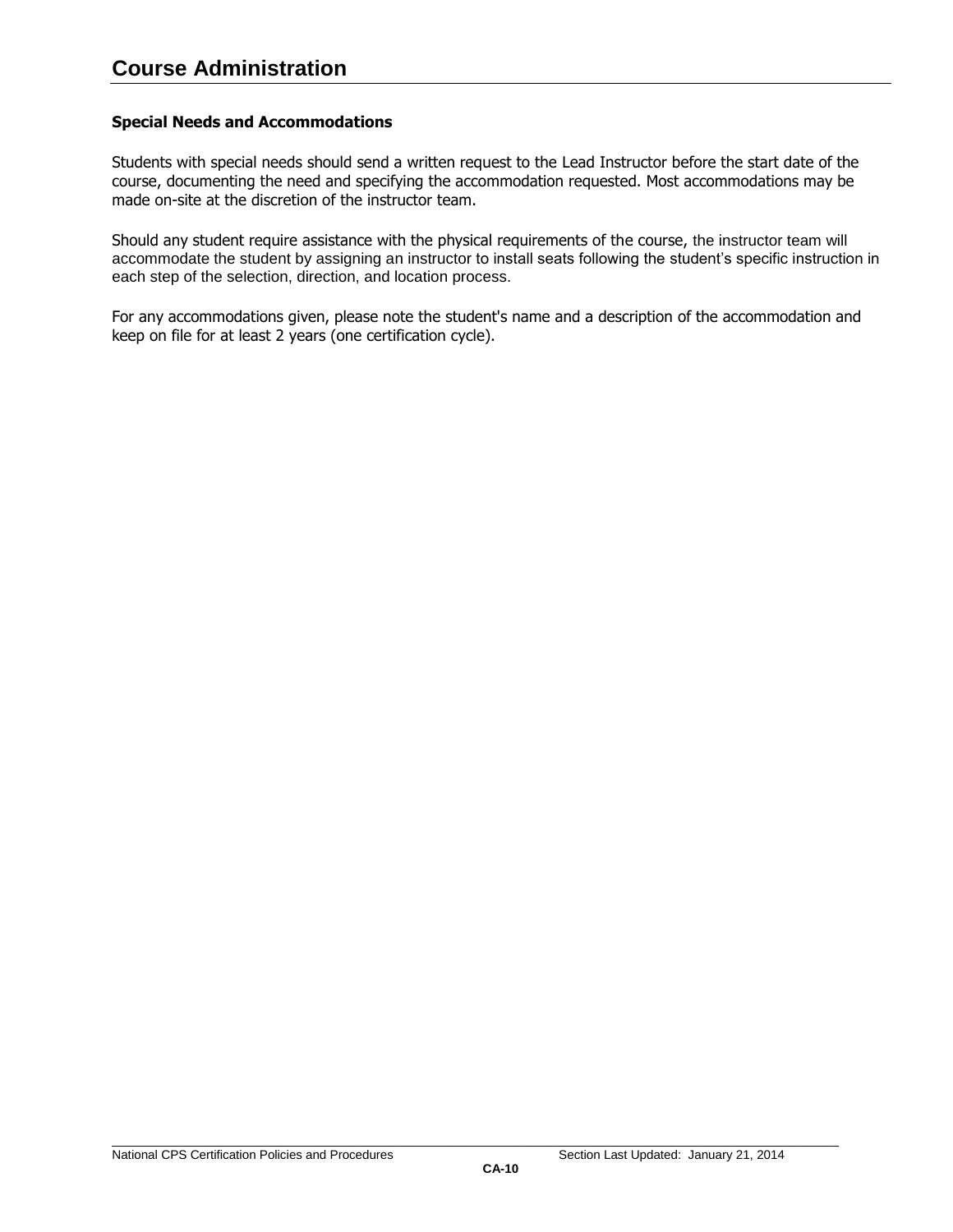# Course Administration

**Special Needs and Accommodations**

Students with special needs should send a written request to the Lead Instructor before the start date of the course, documenting the need and specifying the accommodation requested. Most accommodations may be made on-site at the discretion of the instructor team.

Should any student require assistance with the physical requirements of the course, the instructor team will accommodate the student by assigning an instructor to install seats following the student's specific instruction in each step of the selection, direction, and location process.

For any accommodations given, please note the student's name and a description of the accommodation and keep on file for at least 2 years (one certification cycle).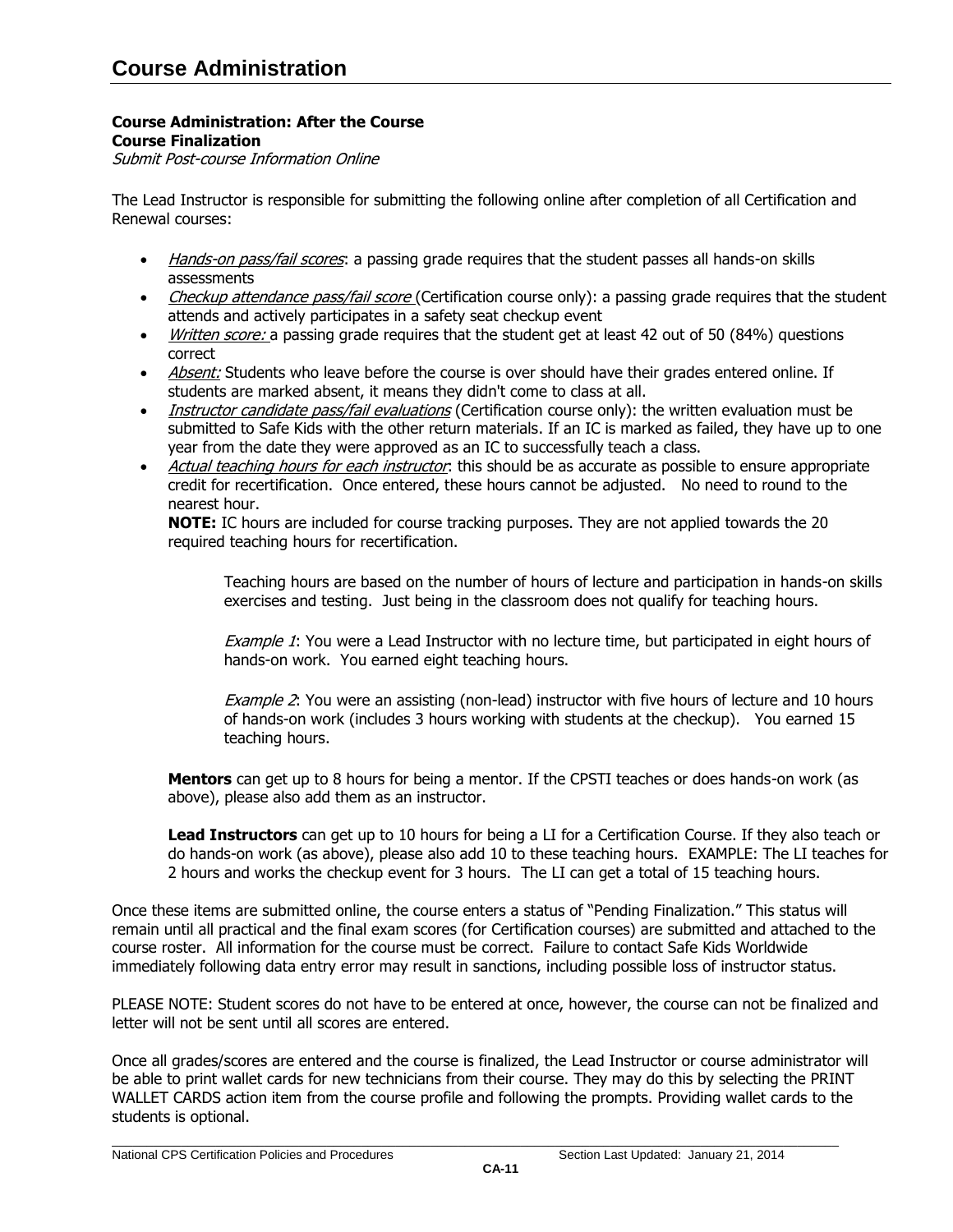# Course Administration

**Course Administration: After the Course**
**Course Finalization**
*Submit Post-course Information Online*

The Lead Instructor is responsible for submitting the following online after completion of all Certification and Renewal courses:

- *Hands-on pass/fail scores*: a passing grade requires that the student passes all hands-on skills assessments
- *Checkup attendance pass/fail score* (Certification course only): a passing grade requires that the student attends and actively participates in a safety seat checkup event
- *Written score:* a passing grade requires that the student get at least 42 out of 50 (84%) questions correct
- *Absent:* Students who leave before the course is over should have their grades entered online. If students are marked absent, it means they didn't come to class at all.
- *Instructor candidate pass/fail evaluations* (Certification course only): the written evaluation must be submitted to Safe Kids with the other return materials. If an IC is marked as failed, they have up to one year from the date they were approved as an IC to successfully teach a class.
- *Actual teaching hours for each instructor*: this should be as accurate as possible to ensure appropriate credit for recertification. Once entered, these hours cannot be adjusted. No need to round to the nearest hour.

  **NOTE:** IC hours are included for course tracking purposes. They are not applied towards the 20 required teaching hours for recertification.

  Teaching hours are based on the number of hours of lecture and participation in hands-on skills exercises and testing. Just being in the classroom does not qualify for teaching hours.

  *Example 1*: You were a Lead Instructor with no lecture time, but participated in eight hours of hands-on work. You earned eight teaching hours.

  *Example 2*: You were an assisting (non-lead) instructor with five hours of lecture and 10 hours of hands-on work (includes 3 hours working with students at the checkup). You earned 15 teaching hours.

  **Mentors** can get up to 8 hours for being a mentor. If the CPSTI teaches or does hands-on work (as above), please also add them as an instructor.

  **Lead Instructors** can get up to 10 hours for being a LI for a Certification Course. If they also teach or do hands-on work (as above), please also add 10 to these teaching hours. EXAMPLE: The LI teaches for 2 hours and works the checkup event for 3 hours. The LI can get a total of 15 teaching hours.

Once these items are submitted online, the course enters a status of "Pending Finalization." This status will remain until all practical and the final exam scores (for Certification courses) are submitted and attached to the course roster. All information for the course must be correct. Failure to contact Safe Kids Worldwide immediately following data entry error may result in sanctions, including possible loss of instructor status.

PLEASE NOTE: Student scores do not have to be entered at once, however, the course can not be finalized and letter will not be sent until all scores are entered.

Once all grades/scores are entered and the course is finalized, the Lead Instructor or course administrator will be able to print wallet cards for new technicians from their course. They may do this by selecting the PRINT WALLET CARDS action item from the course profile and following the prompts. Providing wallet cards to the students is optional.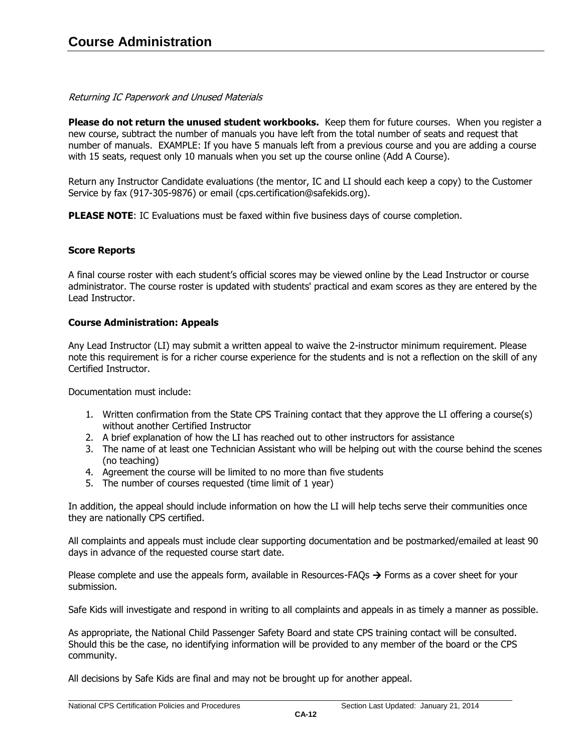*Returning IC Paperwork and Unused Materials*

**Please do not return the unused student workbooks.** Keep them for future courses. When you register a new course, subtract the number of manuals you have left from the total number of seats and request that number of manuals. EXAMPLE: If you have 5 manuals left from a previous course and you are adding a course with 15 seats, request only 10 manuals when you set up the course online (Add A Course).

Return any Instructor Candidate evaluations (the mentor, IC and LI should each keep a copy) to the Customer Service by fax (917-305-9876) or email (cps.certification@safekids.org).

**PLEASE NOTE**: IC Evaluations must be faxed within five business days of course completion.

**Score Reports**

A final course roster with each student's official scores may be viewed online by the Lead Instructor or course administrator. The course roster is updated with students' practical and exam scores as they are entered by the Lead Instructor.

**Course Administration: Appeals**

Any Lead Instructor (LI) may submit a written appeal to waive the 2-instructor minimum requirement. Please note this requirement is for a richer course experience for the students and is not a reflection on the skill of any Certified Instructor.

Documentation must include:

1. Written confirmation from the State CPS Training contact that they approve the LI offering a course(s) without another Certified Instructor
2. A brief explanation of how the LI has reached out to other instructors for assistance
3. The name of at least one Technician Assistant who will be helping out with the course behind the scenes (no teaching)
4. Agreement the course will be limited to no more than five students
5. The number of courses requested (time limit of 1 year)

In addition, the appeal should include information on how the LI will help techs serve their communities once they are nationally CPS certified.

All complaints and appeals must include clear supporting documentation and be postmarked/emailed at least 90 days in advance of the requested course start date.

Please complete and use the appeals form, available in Resources-FAQs → Forms as a cover sheet for your submission.

Safe Kids will investigate and respond in writing to all complaints and appeals in as timely a manner as possible.

As appropriate, the National Child Passenger Safety Board and state CPS training contact will be consulted. Should this be the case, no identifying information will be provided to any member of the board or the CPS community.

All decisions by Safe Kids are final and may not be brought up for another appeal.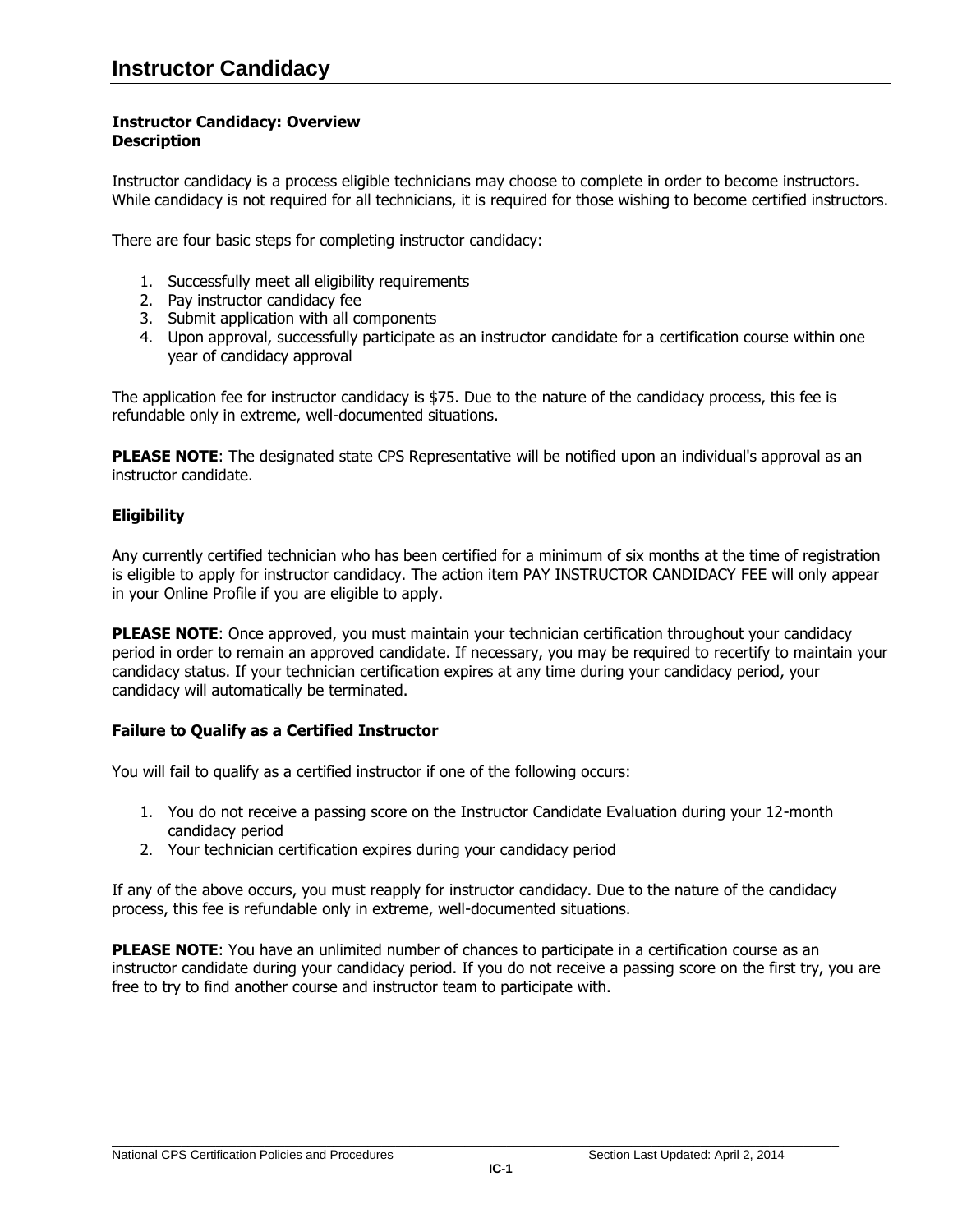# Instructor Candidacy

**Instructor Candidacy: Overview**
**Description**

Instructor candidacy is a process eligible technicians may choose to complete in order to become instructors. While candidacy is not required for all technicians, it is required for those wishing to become certified instructors.

There are four basic steps for completing instructor candidacy:

1. Successfully meet all eligibility requirements
2. Pay instructor candidacy fee
3. Submit application with all components
4. Upon approval, successfully participate as an instructor candidate for a certification course within one year of candidacy approval

The application fee for instructor candidacy is $75. Due to the nature of the candidacy process, this fee is refundable only in extreme, well-documented situations.

**PLEASE NOTE**: The designated state CPS Representative will be notified upon an individual's approval as an instructor candidate.

**Eligibility**

Any currently certified technician who has been certified for a minimum of six months at the time of registration is eligible to apply for instructor candidacy. The action item PAY INSTRUCTOR CANDIDACY FEE will only appear in your Online Profile if you are eligible to apply.

**PLEASE NOTE**: Once approved, you must maintain your technician certification throughout your candidacy period in order to remain an approved candidate. If necessary, you may be required to recertify to maintain your candidacy status. If your technician certification expires at any time during your candidacy period, your candidacy will automatically be terminated.

**Failure to Qualify as a Certified Instructor**

You will fail to qualify as a certified instructor if one of the following occurs:

1. You do not receive a passing score on the Instructor Candidate Evaluation during your 12-month candidacy period
2. Your technician certification expires during your candidacy period

If any of the above occurs, you must reapply for instructor candidacy. Due to the nature of the candidacy process, this fee is refundable only in extreme, well-documented situations.

**PLEASE NOTE**: You have an unlimited number of chances to participate in a certification course as an instructor candidate during your candidacy period. If you do not receive a passing score on the first try, you are free to try to find another course and instructor team to participate with.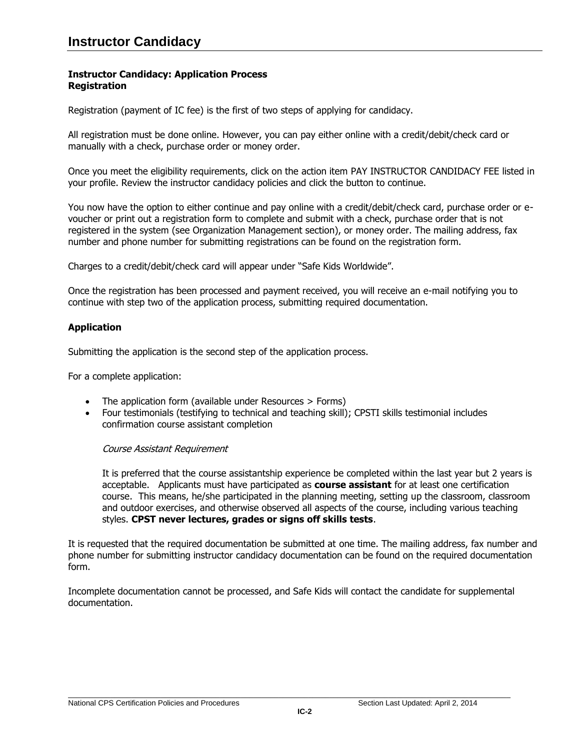# Instructor Candidacy

**Instructor Candidacy: Application Process**
**Registration**

Registration (payment of IC fee) is the first of two steps of applying for candidacy.

All registration must be done online. However, you can pay either online with a credit/debit/check card or manually with a check, purchase order or money order.

Once you meet the eligibility requirements, click on the action item PAY INSTRUCTOR CANDIDACY FEE listed in your profile. Review the instructor candidacy policies and click the button to continue.

You now have the option to either continue and pay online with a credit/debit/check card, purchase order or e-voucher or print out a registration form to complete and submit with a check, purchase order that is not registered in the system (see Organization Management section), or money order. The mailing address, fax number and phone number for submitting registrations can be found on the registration form.

Charges to a credit/debit/check card will appear under "Safe Kids Worldwide".

Once the registration has been processed and payment received, you will receive an e-mail notifying you to continue with step two of the application process, submitting required documentation.

**Application**

Submitting the application is the second step of the application process.

For a complete application:

- The application form (available under Resources > Forms)
- Four testimonials (testifying to technical and teaching skill); CPSTI skills testimonial includes confirmation course assistant completion

  *Course Assistant Requirement*

  It is preferred that the course assistantship experience be completed within the last year but 2 years is acceptable. Applicants must have participated as **course assistant** for at least one certification course. This means, he/she participated in the planning meeting, setting up the classroom, classroom and outdoor exercises, and otherwise observed all aspects of the course, including various teaching styles. **CPST never lectures, grades or signs off skills tests**.

It is requested that the required documentation be submitted at one time. The mailing address, fax number and phone number for submitting instructor candidacy documentation can be found on the required documentation form.

Incomplete documentation cannot be processed, and Safe Kids will contact the candidate for supplemental documentation.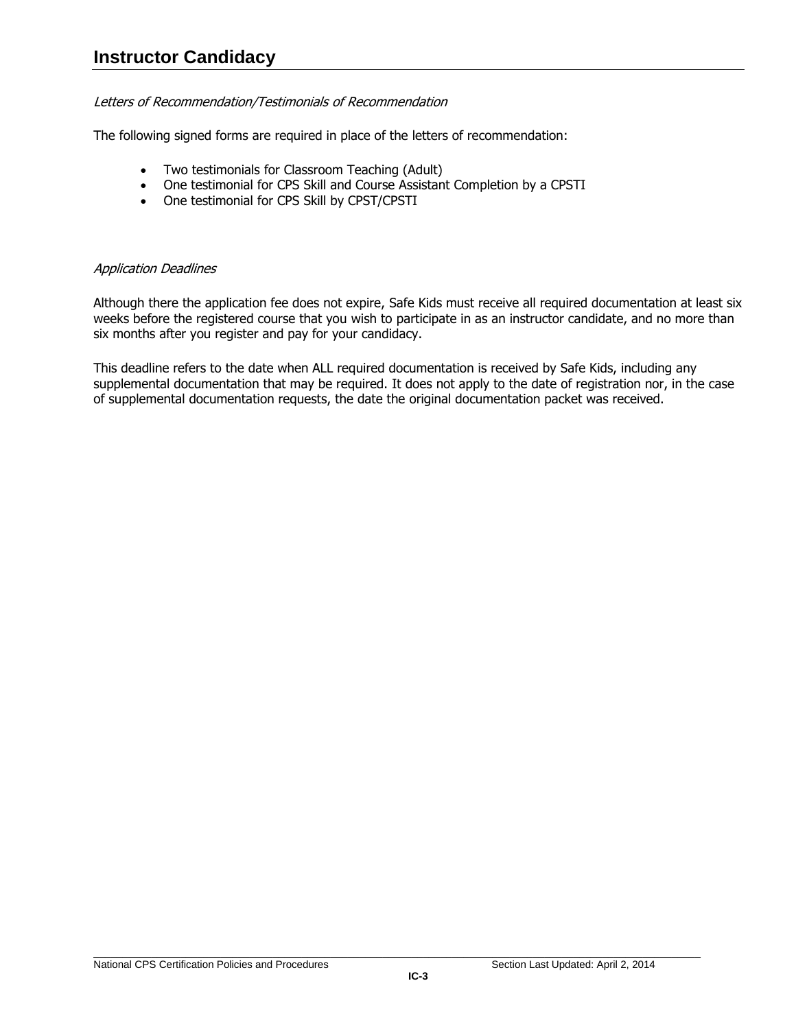# Instructor Candidacy

*Letters of Recommendation/Testimonials of Recommendation*

The following signed forms are required in place of the letters of recommendation:

- Two testimonials for Classroom Teaching (Adult)
- One testimonial for CPS Skill and Course Assistant Completion by a CPSTI
- One testimonial for CPS Skill by CPST/CPSTI

*Application Deadlines*

Although there the application fee does not expire, Safe Kids must receive all required documentation at least six weeks before the registered course that you wish to participate in as an instructor candidate, and no more than six months after you register and pay for your candidacy.

This deadline refers to the date when ALL required documentation is received by Safe Kids, including any supplemental documentation that may be required. It does not apply to the date of registration nor, in the case of supplemental documentation requests, the date the original documentation packet was received.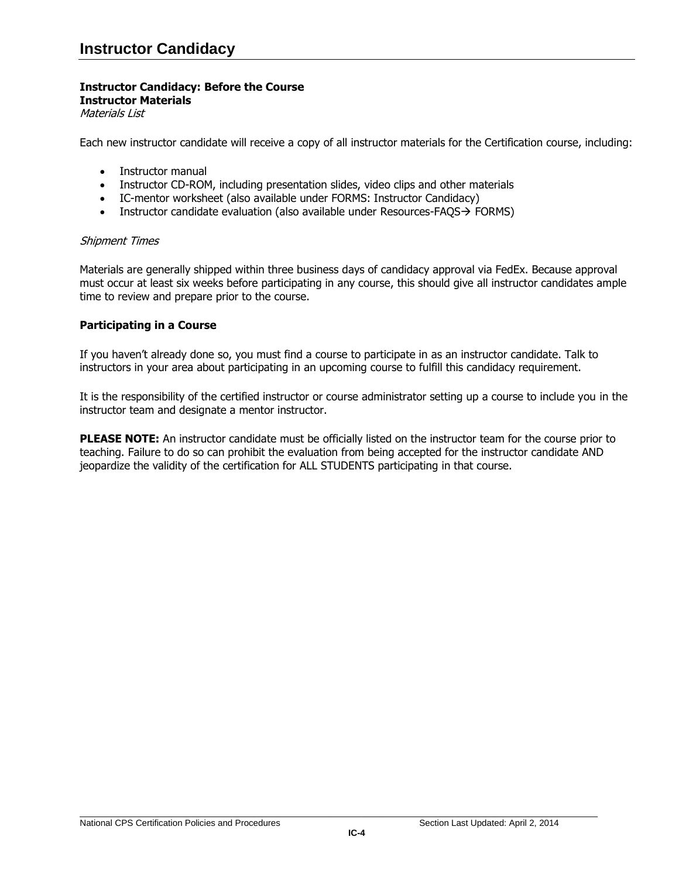# Instructor Candidacy

**Instructor Candidacy: Before the Course**
**Instructor Materials**
*Materials List*

Each new instructor candidate will receive a copy of all instructor materials for the Certification course, including:

- Instructor manual
- Instructor CD-ROM, including presentation slides, video clips and other materials
- IC-mentor worksheet (also available under FORMS: Instructor Candidacy)
- Instructor candidate evaluation (also available under Resources-FAQS→ FORMS)

*Shipment Times*

Materials are generally shipped within three business days of candidacy approval via FedEx. Because approval must occur at least six weeks before participating in any course, this should give all instructor candidates ample time to review and prepare prior to the course.

**Participating in a Course**

If you haven't already done so, you must find a course to participate in as an instructor candidate. Talk to instructors in your area about participating in an upcoming course to fulfill this candidacy requirement.

It is the responsibility of the certified instructor or course administrator setting up a course to include you in the instructor team and designate a mentor instructor.

**PLEASE NOTE:** An instructor candidate must be officially listed on the instructor team for the course prior to teaching. Failure to do so can prohibit the evaluation from being accepted for the instructor candidate AND jeopardize the validity of the certification for ALL STUDENTS participating in that course.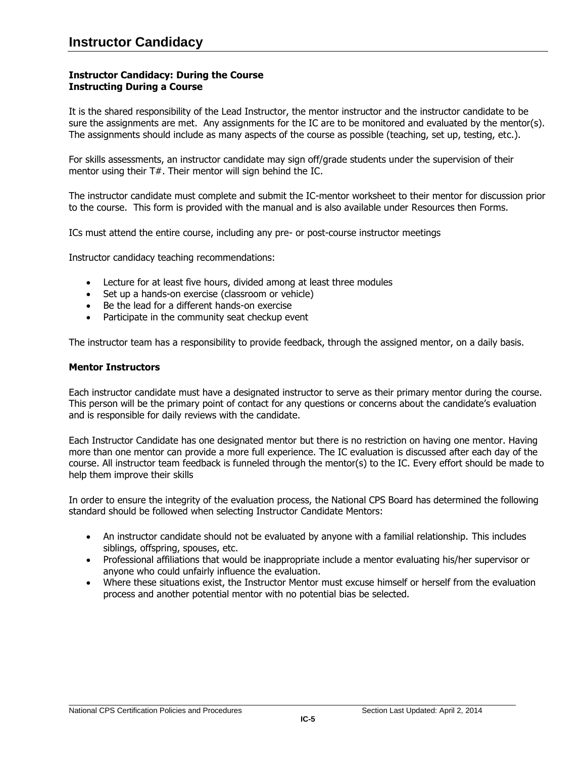# Instructor Candidacy

**Instructor Candidacy: During the Course**
**Instructing During a Course**

It is the shared responsibility of the Lead Instructor, the mentor instructor and the instructor candidate to be sure the assignments are met. Any assignments for the IC are to be monitored and evaluated by the mentor(s). The assignments should include as many aspects of the course as possible (teaching, set up, testing, etc.).

For skills assessments, an instructor candidate may sign off/grade students under the supervision of their mentor using their T#. Their mentor will sign behind the IC.

The instructor candidate must complete and submit the IC-mentor worksheet to their mentor for discussion prior to the course. This form is provided with the manual and is also available under Resources then Forms.

ICs must attend the entire course, including any pre- or post-course instructor meetings

Instructor candidacy teaching recommendations:

- Lecture for at least five hours, divided among at least three modules
- Set up a hands-on exercise (classroom or vehicle)
- Be the lead for a different hands-on exercise
- Participate in the community seat checkup event

The instructor team has a responsibility to provide feedback, through the assigned mentor, on a daily basis.

**Mentor Instructors**

Each instructor candidate must have a designated instructor to serve as their primary mentor during the course. This person will be the primary point of contact for any questions or concerns about the candidate's evaluation and is responsible for daily reviews with the candidate.

Each Instructor Candidate has one designated mentor but there is no restriction on having one mentor. Having more than one mentor can provide a more full experience. The IC evaluation is discussed after each day of the course. All instructor team feedback is funneled through the mentor(s) to the IC. Every effort should be made to help them improve their skills

In order to ensure the integrity of the evaluation process, the National CPS Board has determined the following standard should be followed when selecting Instructor Candidate Mentors:

- An instructor candidate should not be evaluated by anyone with a familial relationship. This includes siblings, offspring, spouses, etc.
- Professional affiliations that would be inappropriate include a mentor evaluating his/her supervisor or anyone who could unfairly influence the evaluation.
- Where these situations exist, the Instructor Mentor must excuse himself or herself from the evaluation process and another potential mentor with no potential bias be selected.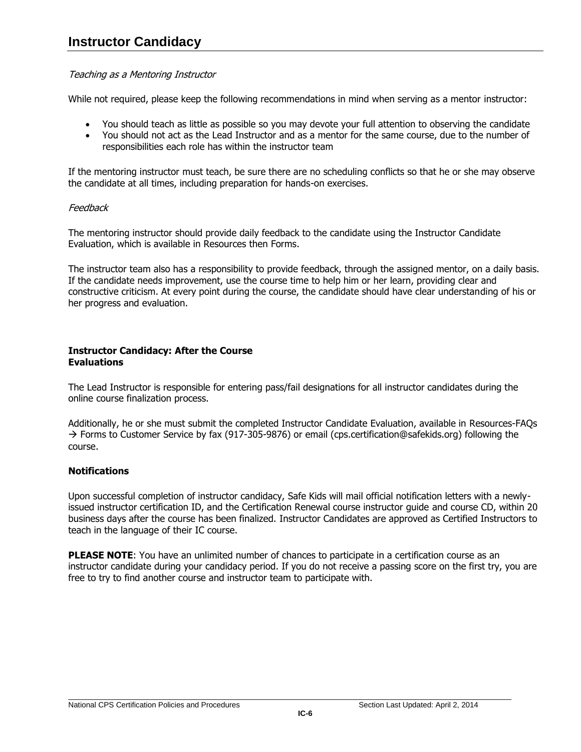# Instructor Candidacy

*Teaching as a Mentoring Instructor*

While not required, please keep the following recommendations in mind when serving as a mentor instructor:

- You should teach as little as possible so you may devote your full attention to observing the candidate
- You should not act as the Lead Instructor and as a mentor for the same course, due to the number of responsibilities each role has within the instructor team

If the mentoring instructor must teach, be sure there are no scheduling conflicts so that he or she may observe the candidate at all times, including preparation for hands-on exercises.

*Feedback*

The mentoring instructor should provide daily feedback to the candidate using the Instructor Candidate Evaluation, which is available in Resources then Forms.

The instructor team also has a responsibility to provide feedback, through the assigned mentor, on a daily basis. If the candidate needs improvement, use the course time to help him or her learn, providing clear and constructive criticism. At every point during the course, the candidate should have clear understanding of his or her progress and evaluation.

**Instructor Candidacy: After the Course**
**Evaluations**

The Lead Instructor is responsible for entering pass/fail designations for all instructor candidates during the online course finalization process.

Additionally, he or she must submit the completed Instructor Candidate Evaluation, available in Resources-FAQs → Forms to Customer Service by fax (917-305-9876) or email (cps.certification@safekids.org) following the course.

**Notifications**

Upon successful completion of instructor candidacy, Safe Kids will mail official notification letters with a newly-issued instructor certification ID, and the Certification Renewal course instructor guide and course CD, within 20 business days after the course has been finalized. Instructor Candidates are approved as Certified Instructors to teach in the language of their IC course.

**PLEASE NOTE**: You have an unlimited number of chances to participate in a certification course as an instructor candidate during your candidacy period. If you do not receive a passing score on the first try, you are free to try to find another course and instructor team to participate with.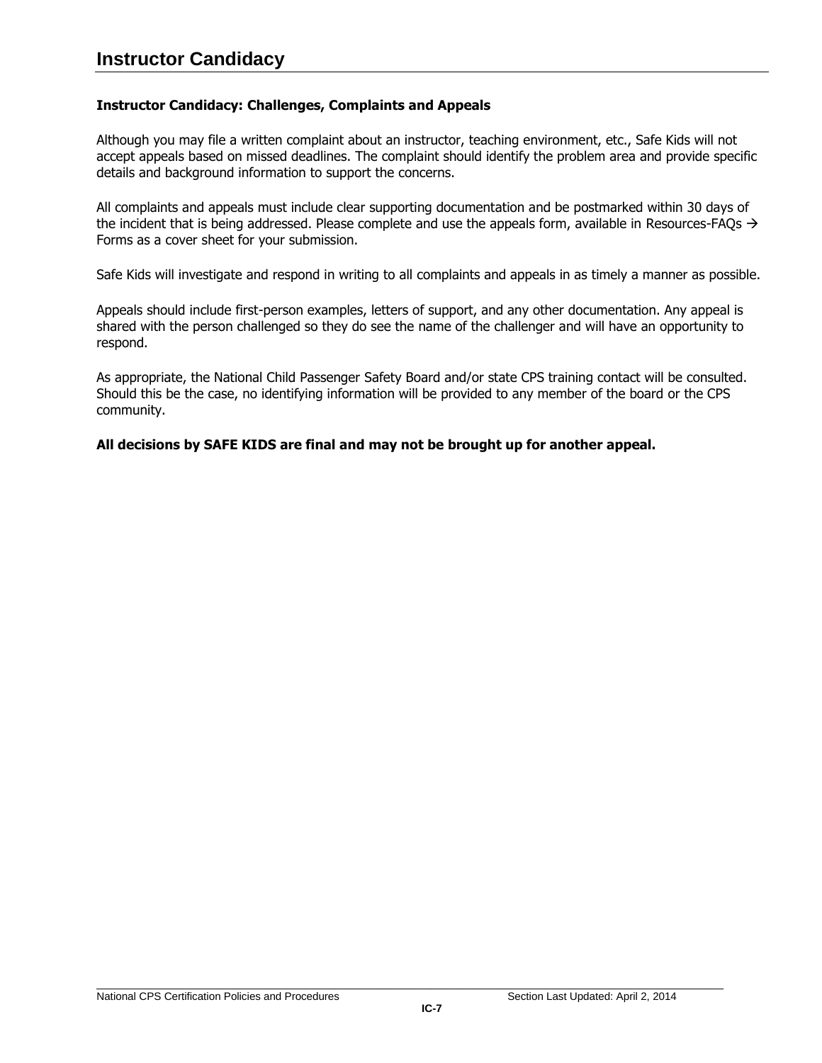# Instructor Candidacy

### Instructor Candidacy: Challenges, Complaints and Appeals

Although you may file a written complaint about an instructor, teaching environment, etc., Safe Kids will not accept appeals based on missed deadlines. The complaint should identify the problem area and provide specific details and background information to support the concerns.

All complaints and appeals must include clear supporting documentation and be postmarked within 30 days of the incident that is being addressed. Please complete and use the appeals form, available in Resources-FAQs → Forms as a cover sheet for your submission.

Safe Kids will investigate and respond in writing to all complaints and appeals in as timely a manner as possible.

Appeals should include first-person examples, letters of support, and any other documentation. Any appeal is shared with the person challenged so they do see the name of the challenger and will have an opportunity to respond.

As appropriate, the National Child Passenger Safety Board and/or state CPS training contact will be consulted. Should this be the case, no identifying information will be provided to any member of the board or the CPS community.

**All decisions by SAFE KIDS are final and may not be brought up for another appeal.**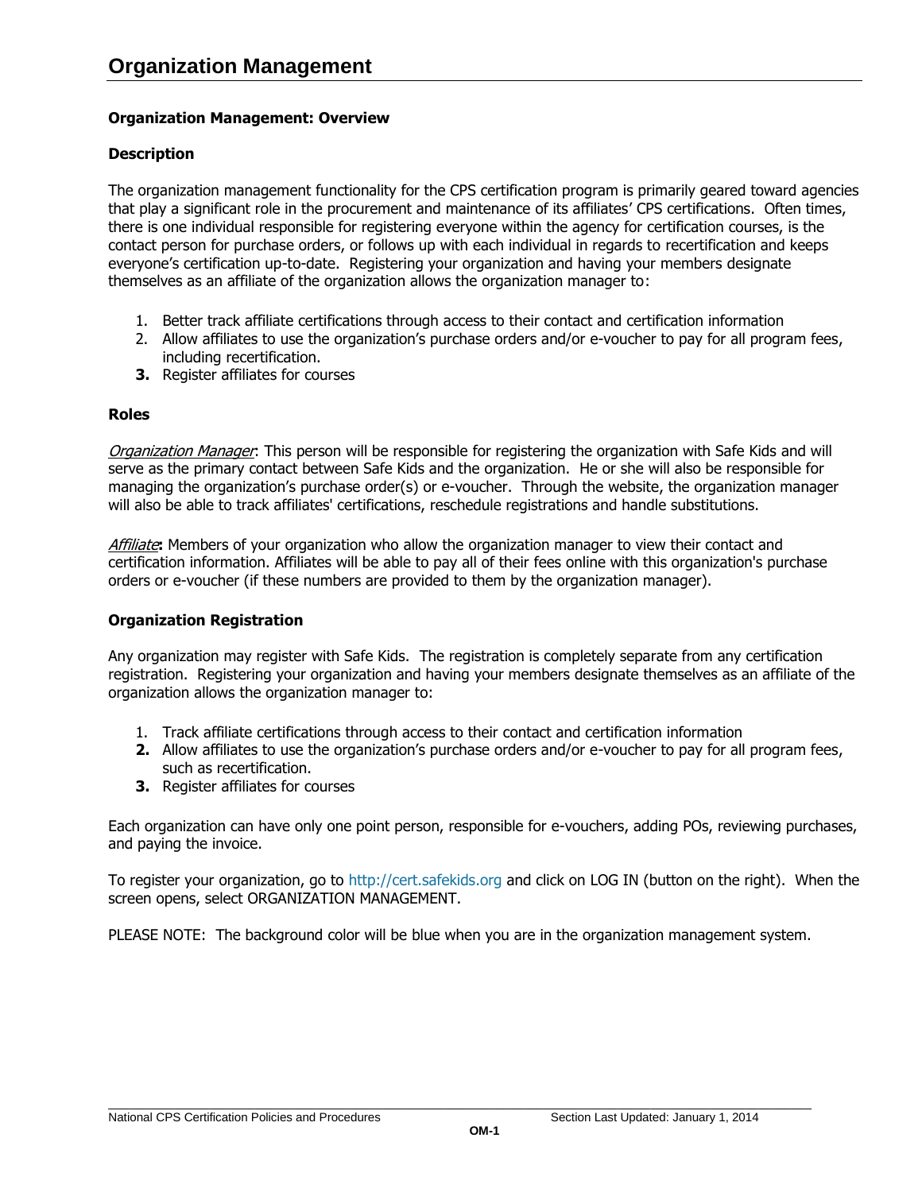# Organization Management

**Organization Management: Overview**

**Description**

The organization management functionality for the CPS certification program is primarily geared toward agencies that play a significant role in the procurement and maintenance of its affiliates' CPS certifications. Often times, there is one individual responsible for registering everyone within the agency for certification courses, is the contact person for purchase orders, or follows up with each individual in regards to recertification and keeps everyone's certification up-to-date. Registering your organization and having your members designate themselves as an affiliate of the organization allows the organization manager to:

1. Better track affiliate certifications through access to their contact and certification information
2. Allow affiliates to use the organization's purchase orders and/or e-voucher to pay for all program fees, including recertification.
3. Register affiliates for courses

**Roles**

*Organization Manager*: This person will be responsible for registering the organization with Safe Kids and will serve as the primary contact between Safe Kids and the organization. He or she will also be responsible for managing the organization's purchase order(s) or e-voucher. Through the website, the organization manager will also be able to track affiliates' certifications, reschedule registrations and handle substitutions.

*Affiliate*: Members of your organization who allow the organization manager to view their contact and certification information. Affiliates will be able to pay all of their fees online with this organization's purchase orders or e-voucher (if these numbers are provided to them by the organization manager).

**Organization Registration**

Any organization may register with Safe Kids. The registration is completely separate from any certification registration. Registering your organization and having your members designate themselves as an affiliate of the organization allows the organization manager to:

1. Track affiliate certifications through access to their contact and certification information
2. Allow affiliates to use the organization's purchase orders and/or e-voucher to pay for all program fees, such as recertification.
3. Register affiliates for courses

Each organization can have only one point person, responsible for e-vouchers, adding POs, reviewing purchases, and paying the invoice.

To register your organization, go to http://cert.safekids.org and click on LOG IN (button on the right). When the screen opens, select ORGANIZATION MANAGEMENT.

PLEASE NOTE: The background color will be blue when you are in the organization management system.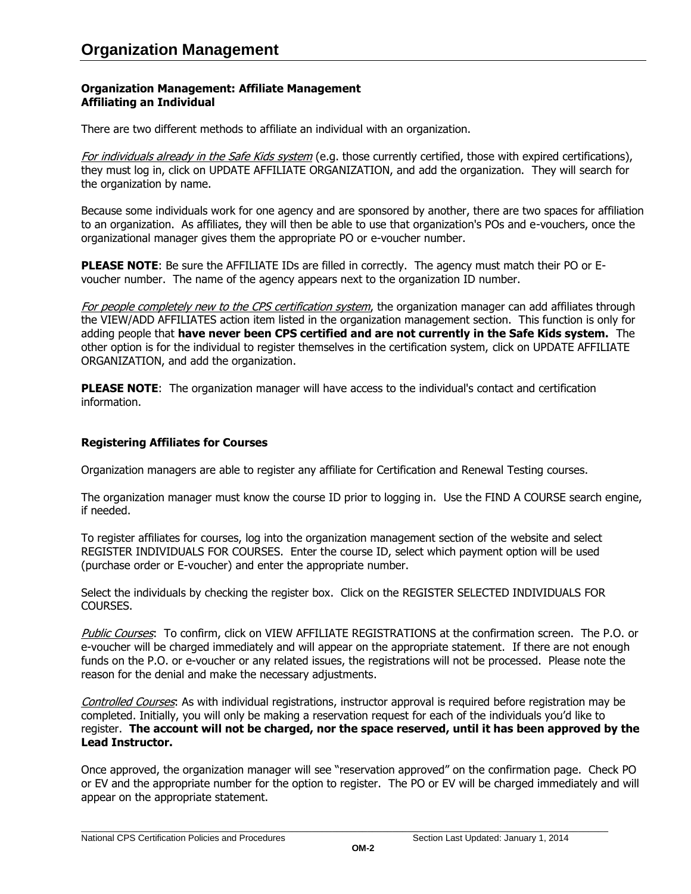# Organization Management

**Organization Management: Affiliate Management**
**Affiliating an Individual**

There are two different methods to affiliate an individual with an organization.

*For individuals already in the Safe Kids system* (e.g. those currently certified, those with expired certifications), they must log in, click on UPDATE AFFILIATE ORGANIZATION, and add the organization. They will search for the organization by name.

Because some individuals work for one agency and are sponsored by another, there are two spaces for affiliation to an organization. As affiliates, they will then be able to use that organization's POs and e-vouchers, once the organizational manager gives them the appropriate PO or e-voucher number.

**PLEASE NOTE**: Be sure the AFFILIATE IDs are filled in correctly. The agency must match their PO or E-voucher number. The name of the agency appears next to the organization ID number.

*For people completely new to the CPS certification system*, the organization manager can add affiliates through the VIEW/ADD AFFILIATES action item listed in the organization management section. This function is only for adding people that **have never been CPS certified and are not currently in the Safe Kids system.** The other option is for the individual to register themselves in the certification system, click on UPDATE AFFILIATE ORGANIZATION, and add the organization.

**PLEASE NOTE**: The organization manager will have access to the individual's contact and certification information.

**Registering Affiliates for Courses**

Organization managers are able to register any affiliate for Certification and Renewal Testing courses.

The organization manager must know the course ID prior to logging in. Use the FIND A COURSE search engine, if needed.

To register affiliates for courses, log into the organization management section of the website and select REGISTER INDIVIDUALS FOR COURSES. Enter the course ID, select which payment option will be used (purchase order or E-voucher) and enter the appropriate number.

Select the individuals by checking the register box. Click on the REGISTER SELECTED INDIVIDUALS FOR COURSES.

*Public Courses*: To confirm, click on VIEW AFFILIATE REGISTRATIONS at the confirmation screen. The P.O. or e-voucher will be charged immediately and will appear on the appropriate statement. If there are not enough funds on the P.O. or e-voucher or any related issues, the registrations will not be processed. Please note the reason for the denial and make the necessary adjustments.

*Controlled Courses*: As with individual registrations, instructor approval is required before registration may be completed. Initially, you will only be making a reservation request for each of the individuals you'd like to register. **The account will not be charged, nor the space reserved, until it has been approved by the Lead Instructor.**

Once approved, the organization manager will see "reservation approved" on the confirmation page. Check PO or EV and the appropriate number for the option to register. The PO or EV will be charged immediately and will appear on the appropriate statement.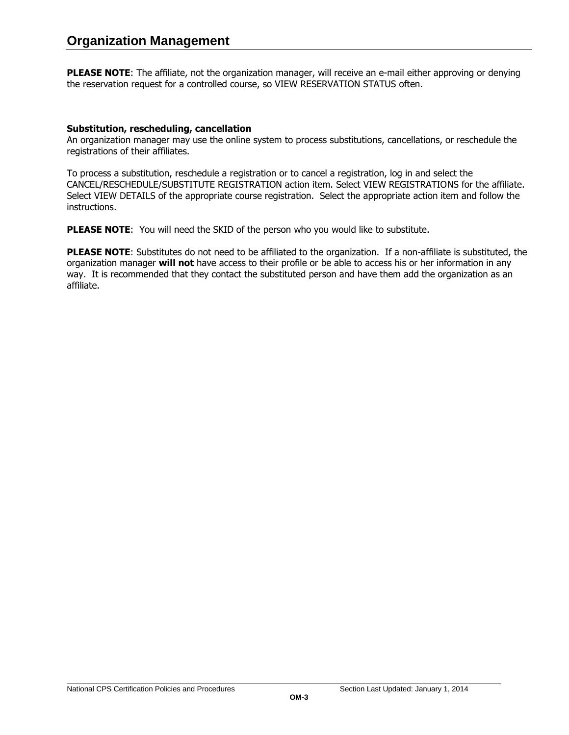# Organization Management

**PLEASE NOTE**: The affiliate, not the organization manager, will receive an e-mail either approving or denying the reservation request for a controlled course, so VIEW RESERVATION STATUS often.

**Substitution, rescheduling, cancellation**
An organization manager may use the online system to process substitutions, cancellations, or reschedule the registrations of their affiliates.

To process a substitution, reschedule a registration or to cancel a registration, log in and select the CANCEL/RESCHEDULE/SUBSTITUTE REGISTRATION action item. Select VIEW REGISTRATIONS for the affiliate. Select VIEW DETAILS of the appropriate course registration. Select the appropriate action item and follow the instructions.

**PLEASE NOTE**: You will need the SKID of the person who you would like to substitute.

**PLEASE NOTE**: Substitutes do not need to be affiliated to the organization. If a non-affiliate is substituted, the organization manager **will not** have access to their profile or be able to access his or her information in any way. It is recommended that they contact the substituted person and have them add the organization as an affiliate.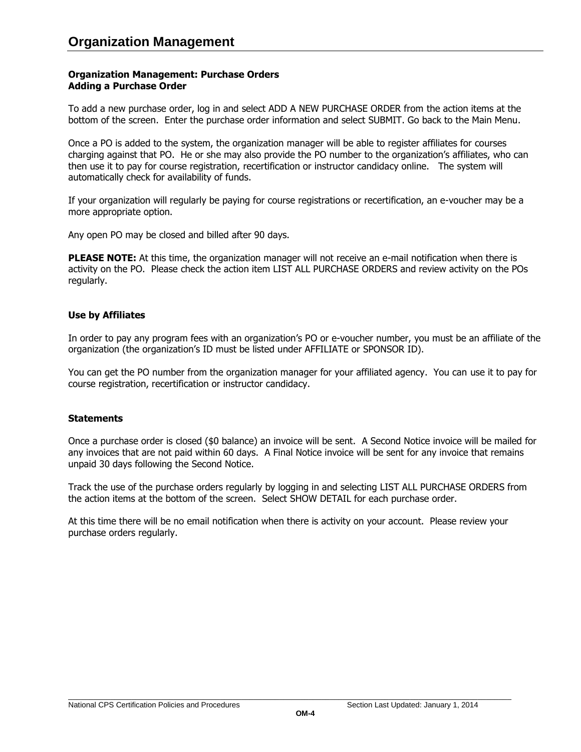# Organization Management

**Organization Management: Purchase Orders**
**Adding a Purchase Order**

To add a new purchase order, log in and select ADD A NEW PURCHASE ORDER from the action items at the bottom of the screen. Enter the purchase order information and select SUBMIT. Go back to the Main Menu.

Once a PO is added to the system, the organization manager will be able to register affiliates for courses charging against that PO. He or she may also provide the PO number to the organization's affiliates, who can then use it to pay for course registration, recertification or instructor candidacy online. The system will automatically check for availability of funds.

If your organization will regularly be paying for course registrations or recertification, an e-voucher may be a more appropriate option.

Any open PO may be closed and billed after 90 days.

**PLEASE NOTE:** At this time, the organization manager will not receive an e-mail notification when there is activity on the PO. Please check the action item LIST ALL PURCHASE ORDERS and review activity on the POs regularly.

**Use by Affiliates**

In order to pay any program fees with an organization's PO or e-voucher number, you must be an affiliate of the organization (the organization's ID must be listed under AFFILIATE or SPONSOR ID).

You can get the PO number from the organization manager for your affiliated agency. You can use it to pay for course registration, recertification or instructor candidacy.

**Statements**

Once a purchase order is closed ($0 balance) an invoice will be sent. A Second Notice invoice will be mailed for any invoices that are not paid within 60 days. A Final Notice invoice will be sent for any invoice that remains unpaid 30 days following the Second Notice.

Track the use of the purchase orders regularly by logging in and selecting LIST ALL PURCHASE ORDERS from the action items at the bottom of the screen. Select SHOW DETAIL for each purchase order.

At this time there will be no email notification when there is activity on your account. Please review your purchase orders regularly.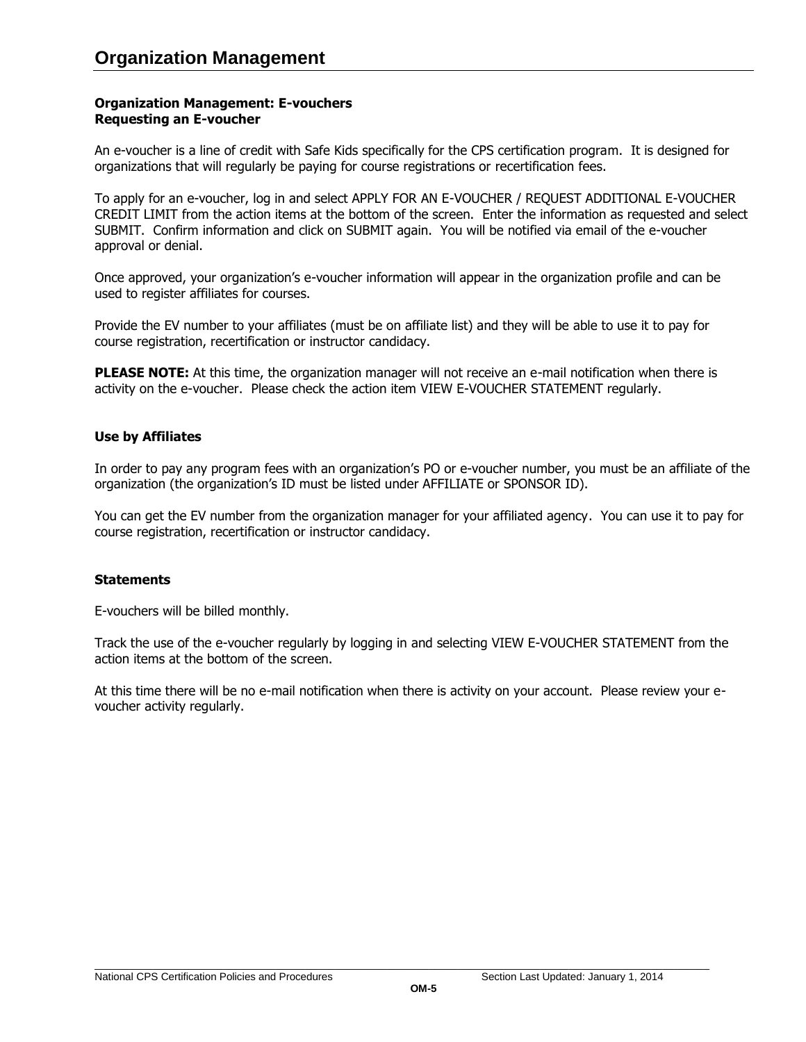# Organization Management

**Organization Management: E-vouchers**
**Requesting an E-voucher**

An e-voucher is a line of credit with Safe Kids specifically for the CPS certification program. It is designed for organizations that will regularly be paying for course registrations or recertification fees.

To apply for an e-voucher, log in and select APPLY FOR AN E-VOUCHER / REQUEST ADDITIONAL E-VOUCHER CREDIT LIMIT from the action items at the bottom of the screen. Enter the information as requested and select SUBMIT. Confirm information and click on SUBMIT again. You will be notified via email of the e-voucher approval or denial.

Once approved, your organization's e-voucher information will appear in the organization profile and can be used to register affiliates for courses.

Provide the EV number to your affiliates (must be on affiliate list) and they will be able to use it to pay for course registration, recertification or instructor candidacy.

**PLEASE NOTE:** At this time, the organization manager will not receive an e-mail notification when there is activity on the e-voucher. Please check the action item VIEW E-VOUCHER STATEMENT regularly.

### Use by Affiliates

In order to pay any program fees with an organization's PO or e-voucher number, you must be an affiliate of the organization (the organization's ID must be listed under AFFILIATE or SPONSOR ID).

You can get the EV number from the organization manager for your affiliated agency. You can use it to pay for course registration, recertification or instructor candidacy.

### Statements

E-vouchers will be billed monthly.

Track the use of the e-voucher regularly by logging in and selecting VIEW E-VOUCHER STATEMENT from the action items at the bottom of the screen.

At this time there will be no e-mail notification when there is activity on your account. Please review your e-voucher activity regularly.